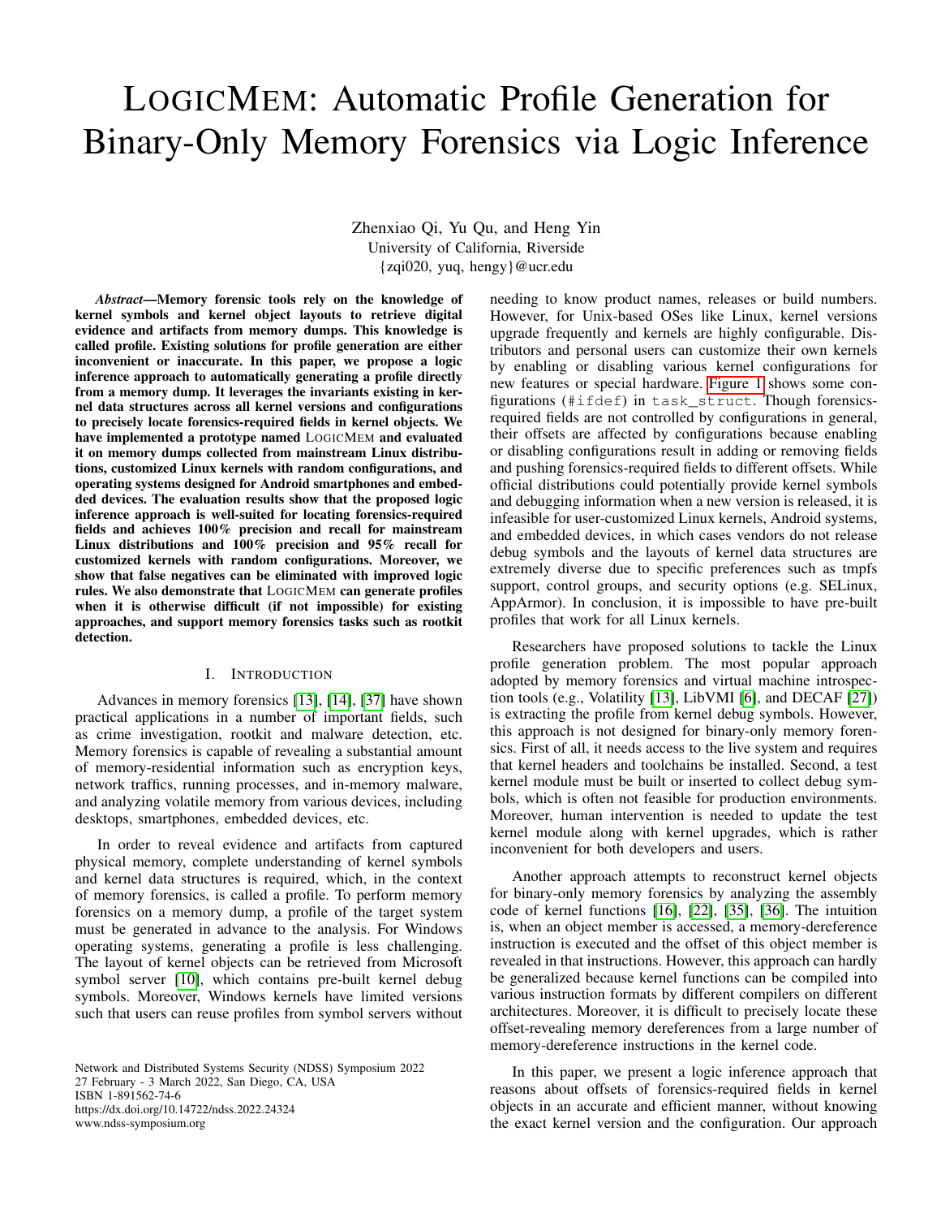# LogicMem: Automatic Profile Generation for Binary-Only Memory Forensics via Logic Inference

Zhenxiao Qi, Yu Qu, and Heng Yin
University of California, Riverside
{zqi020, yuq, hengy}@ucr.edu

***Abstract*—Memory forensic tools rely on the knowledge of kernel symbols and kernel object layouts to retrieve digital evidence and artifacts from memory dumps. This knowledge is called profile. Existing solutions for profile generation are either inconvenient or inaccurate. In this paper, we propose a logic inference approach to automatically generating a profile directly from a memory dump. It leverages the invariants existing in kernel data structures across all kernel versions and configurations to precisely locate forensics-required fields in kernel objects. We have implemented a prototype named LogicMem and evaluated it on memory dumps collected from mainstream Linux distributions, customized Linux kernels with random configurations, and operating systems designed for Android smartphones and embedded devices. The evaluation results show that the proposed logic inference approach is well-suited for locating forensics-required fields and achieves 100% precision and recall for mainstream Linux distributions and 100% precision and 95% recall for customized kernels with random configurations. Moreover, we show that false negatives can be eliminated with improved logic rules. We also demonstrate that LogicMem can generate profiles when it is otherwise difficult (if not impossible) for existing approaches, and support memory forensics tasks such as rootkit detection.**

## I. Introduction

Advances in memory forensics [13], [14], [37] have shown practical applications in a number of important fields, such as crime investigation, rootkit and malware detection, etc. Memory forensics is capable of revealing a substantial amount of memory-residential information such as encryption keys, network traffics, running processes, and in-memory malware, and analyzing volatile memory from various devices, including desktops, smartphones, embedded devices, etc.

In order to reveal evidence and artifacts from captured physical memory, complete understanding of kernel symbols and kernel data structures is required, which, in the context of memory forensics, is called a profile. To perform memory forensics on a memory dump, a profile of the target system must be generated in advance to the analysis. For Windows operating systems, generating a profile is less challenging. The layout of kernel objects can be retrieved from Microsoft symbol server [10], which contains pre-built kernel debug symbols. Moreover, Windows kernels have limited versions such that users can reuse profiles from symbol servers without needing to know product names, releases or build numbers. However, for Unix-based OSes like Linux, kernel versions upgrade frequently and kernels are highly configurable. Distributors and personal users can customize their own kernels by enabling or disabling various kernel configurations for new features or special hardware. Figure 1 shows some configurations (`#ifdef`) in `task_struct`. Though forensics-required fields are not controlled by configurations in general, their offsets are affected by configurations because enabling or disabling configurations result in adding or removing fields and pushing forensics-required fields to different offsets. While official distributions could potentially provide kernel symbols and debugging information when a new version is released, it is infeasible for user-customized Linux kernels, Android systems, and embedded devices, in which cases vendors do not release debug symbols and the layouts of kernel data structures are extremely diverse due to specific preferences such as tmpfs support, control groups, and security options (e.g. SELinux, AppArmor). In conclusion, it is impossible to have pre-built profiles that work for all Linux kernels.

Researchers have proposed solutions to tackle the Linux profile generation problem. The most popular approach adopted by memory forensics and virtual machine introspection tools (e.g., Volatility [13], LibVMI [6], and DECAF [27]) is extracting the profile from kernel debug symbols. However, this approach is not designed for binary-only memory forensics. First of all, it needs access to the live system and requires that kernel headers and toolchains be installed. Second, a test kernel module must be built or inserted to collect debug symbols, which is often not feasible for production environments. Moreover, human intervention is needed to update the test kernel module along with kernel upgrades, which is rather inconvenient for both developers and users.

Another approach attempts to reconstruct kernel objects for binary-only memory forensics by analyzing the assembly code of kernel functions [16], [22], [35], [36]. The intuition is, when an object member is accessed, a memory-dereference instruction is executed and the offset of this object member is revealed in that instructions. However, this approach can hardly be generalized because kernel functions can be compiled into various instruction formats by different compilers on different architectures. Moreover, it is difficult to precisely locate these offset-revealing memory dereferences from a large number of memory-dereference instructions in the kernel code.

In this paper, we present a logic inference approach that reasons about offsets of forensics-required fields in kernel objects in an accurate and efficient manner, without knowing the exact kernel version and the configuration. Our approach

Network and Distributed Systems Security (NDSS) Symposium 2022
27 February - 3 March 2022, San Diego, CA, USA
ISBN 1-891562-74-6
https://dx.doi.org/10.14722/ndss.2022.24324
www.ndss-symposium.org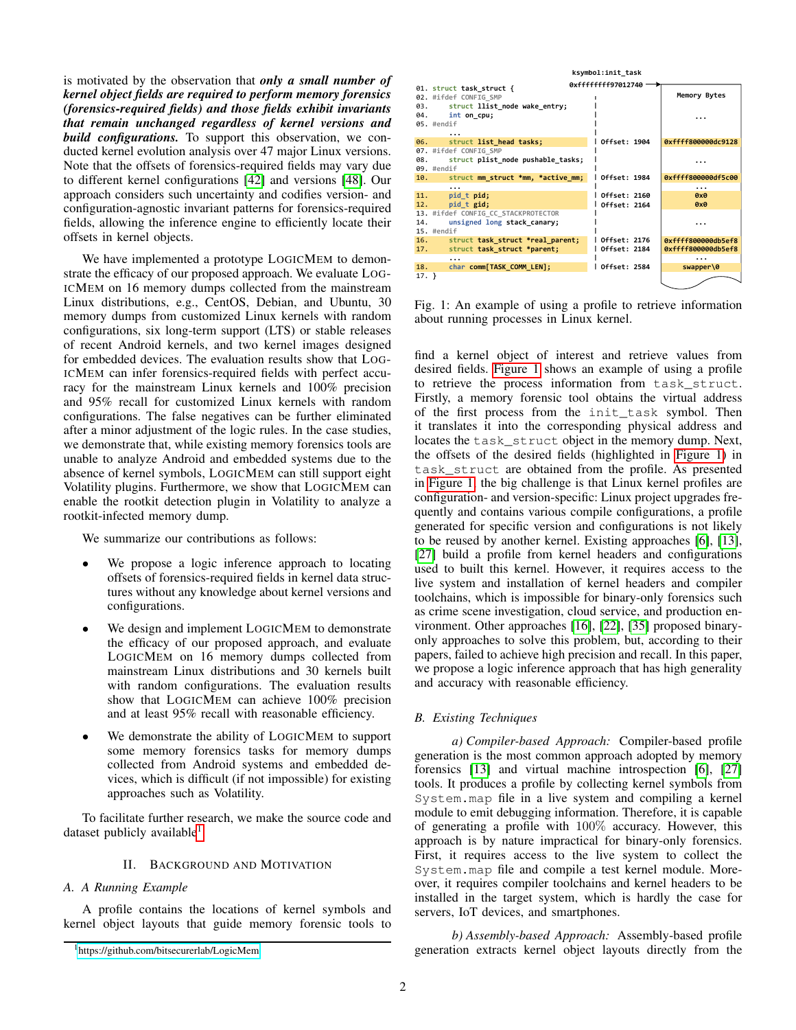is motivated by the observation that ***only a small number of kernel object fields are required to perform memory forensics (forensics-required fields) and those fields exhibit invariants that remain unchanged regardless of kernel versions and build configurations.*** To support this observation, we conducted kernel evolution analysis over 47 major Linux versions. Note that the offsets of forensics-required fields may vary due to different kernel configurations [42] and versions [48]. Our approach considers such uncertainty and codifies version- and configuration-agnostic invariant patterns for forensics-required fields, allowing the inference engine to efficiently locate their offsets in kernel objects.

We have implemented a prototype LOGICMEM to demonstrate the efficacy of our proposed approach. We evaluate LOGICMEM on 16 memory dumps collected from the mainstream Linux distributions, e.g., CentOS, Debian, and Ubuntu, 30 memory dumps from customized Linux kernels with random configurations, six long-term support (LTS) or stable releases of recent Android kernels, and two kernel images designed for embedded devices. The evaluation results show that LOGICMEM can infer forensics-required fields with perfect accuracy for the mainstream Linux kernels and 100% precision and 95% recall for customized Linux kernels with random configurations. The false negatives can be further eliminated after a minor adjustment of the logic rules. In the case studies, we demonstrate that, while existing memory forensics tools are unable to analyze Android and embedded systems due to the absence of kernel symbols, LOGICMEM can still support eight Volatility plugins. Furthermore, we show that LOGICMEM can enable the rootkit detection plugin in Volatility to analyze a rootkit-infected memory dump.

We summarize our contributions as follows:

- We propose a logic inference approach to locating offsets of forensics-required fields in kernel data structures without any knowledge about kernel versions and configurations.
- We design and implement LOGICMEM to demonstrate the efficacy of our proposed approach, and evaluate LOGICMEM on 16 memory dumps collected from mainstream Linux distributions and 30 kernels built with random configurations. The evaluation results show that LOGICMEM can achieve 100% precision and at least 95% recall with reasonable efficiency.
- We demonstrate the ability of LOGICMEM to support some memory forensics tasks for memory dumps collected from Android systems and embedded devices, which is difficult (if not impossible) for existing approaches such as Volatility.

To facilitate further research, we make the source code and dataset publicly available[1].

## II. BACKGROUND AND MOTIVATION

### A. A Running Example

A profile contains the locations of kernel symbols and kernel object layouts that guide memory forensic tools to

```
                                          ksymbol:init_task
                                          0xffffffff97012740 ──►
01. struct task_struct {                                         Memory Bytes
02. #ifdef CONFIG_SMP
03.     struct llist_node wake_entry;
04.     int on_cpu;                                                 ...
05. #endif
        ...
06.     struct list_head tasks;          | Offset: 1904   0xffff800000dc9128
07. #ifdef CONFIG_SMP
08.     struct plist_node pushable_tasks;                           ...
09. #endif
10.     struct mm_struct *mm, *active_mm;| Offset: 1984   0xffff800000df5c00
        ...                                                         ...
11.     pid_t pid;                       | Offset: 2160        0x0
12.     pid_t gid;                       | Offset: 2164        0x0
13. #ifdef CONFIG_CC_STACKPROTECTOR
14.     unsigned long stack_canary;                                 ...
15. #endif
16.     struct task_struct *real_parent; | Offset: 2176   0xffff800000db5ef8
17.     struct task_struct *parent;      | Offset: 2184   0xffff800000db5ef8
        ...                                                         ...
18.     char comm[TASK_COMM_LEN];        | Offset: 2584       swapper\0
17. }
```

Fig. 1: An example of using a profile to retrieve information about running processes in Linux kernel.

find a kernel object of interest and retrieve values from desired fields. Figure 1 shows an example of using a profile to retrieve the process information from `task_struct`. Firstly, a memory forensic tool obtains the virtual address of the first process from the `init_task` symbol. Then it translates it into the corresponding physical address and locates the `task_struct` object in the memory dump. Next, the offsets of the desired fields (highlighted in Figure 1) in `task_struct` are obtained from the profile. As presented in Figure 1, the big challenge is that Linux kernel profiles are configuration- and version-specific: Linux project upgrades frequently and contains various compile configurations, a profile generated for specific version and configurations is not likely to be reused by another kernel. Existing approaches [6], [13], [27] build a profile from kernel headers and configurations used to built this kernel. However, it requires access to the live system and installation of kernel headers and compiler toolchains, which is impossible for binary-only forensics such as crime scene investigation, cloud service, and production environment. Other approaches [16], [22], [35] proposed binary-only approaches to solve this problem, but, according to their papers, failed to achieve high precision and recall. In this paper, we propose a logic inference approach that has high generality and accuracy with reasonable efficiency.

### B. Existing Techniques

*a) Compiler-based Approach:* Compiler-based profile generation is the most common approach adopted by memory forensics [13] and virtual machine introspection [6], [27] tools. It produces a profile by collecting kernel symbols from `System.map` file in a live system and compiling a kernel module to emit debugging information. Therefore, it is capable of generating a profile with 100% accuracy. However, this approach is by nature impractical for binary-only forensics. First, it requires access to the live system to collect the `System.map` file and compile a test kernel module. Moreover, it requires compiler toolchains and kernel headers to be installed in the target system, which is hardly the case for servers, IoT devices, and smartphones.

*b) Assembly-based Approach:* Assembly-based profile generation extracts kernel object layouts directly from the

[1] https://github.com/bitsecurerlab/LogicMem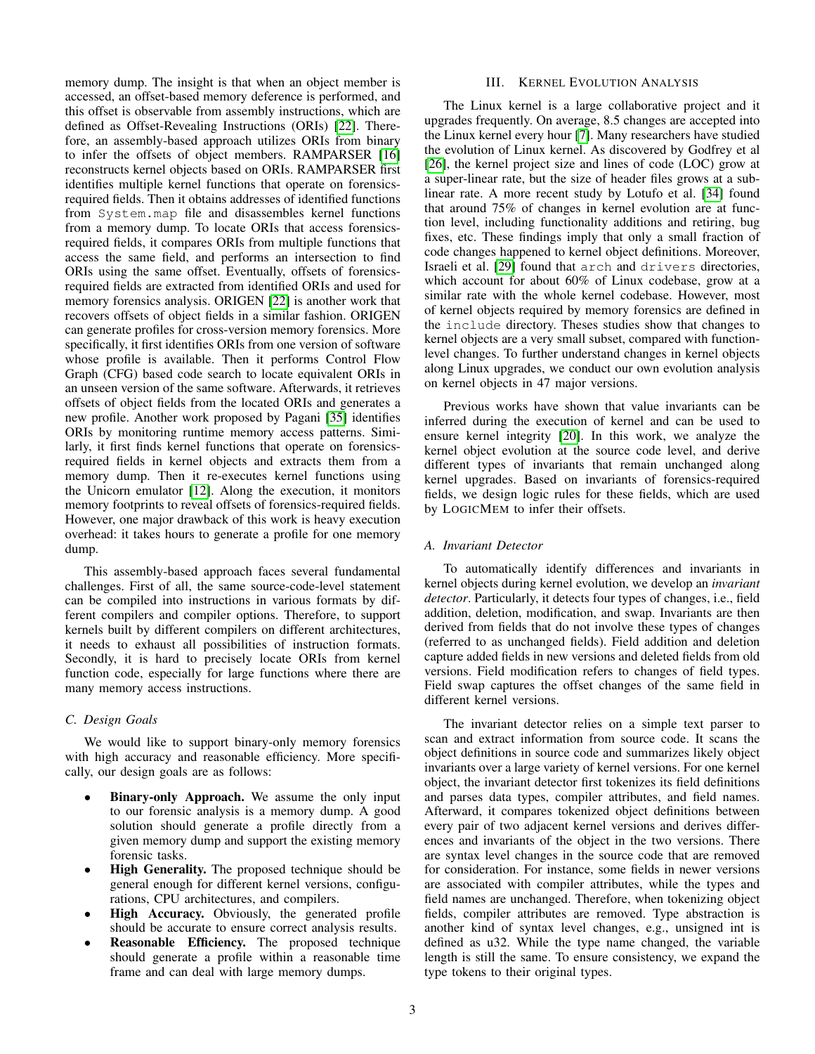memory dump. The insight is that when an object member is accessed, an offset-based memory deference is performed, and this offset is observable from assembly instructions, which are defined as Offset-Revealing Instructions (ORIs) [22]. Therefore, an assembly-based approach utilizes ORIs from binary to infer the offsets of object members. RAMPARSER [16] reconstructs kernel objects based on ORIs. RAMPARSER first identifies multiple kernel functions that operate on forensics-required fields. Then it obtains addresses of identified functions from `System.map` file and disassembles kernel functions from a memory dump. To locate ORIs that access forensics-required fields, it compares ORIs from multiple functions that access the same field, and performs an intersection to find ORIs using the same offset. Eventually, offsets of forensics-required fields are extracted from identified ORIs and used for memory forensics analysis. ORIGEN [22] is another work that recovers offsets of object fields in a similar fashion. ORIGEN can generate profiles for cross-version memory forensics. More specifically, it first identifies ORIs from one version of software whose profile is available. Then it performs Control Flow Graph (CFG) based code search to locate equivalent ORIs in an unseen version of the same software. Afterwards, it retrieves offsets of object fields from the located ORIs and generates a new profile. Another work proposed by Pagani [35] identifies ORIs by monitoring runtime memory access patterns. Similarly, it first finds kernel functions that operate on forensics-required fields in kernel objects and extracts them from a memory dump. Then it re-executes kernel functions using the Unicorn emulator [12]. Along the execution, it monitors memory footprints to reveal offsets of forensics-required fields. However, one major drawback of this work is heavy execution overhead: it takes hours to generate a profile for one memory dump.

This assembly-based approach faces several fundamental challenges. First of all, the same source-code-level statement can be compiled into instructions in various formats by different compilers and compiler options. Therefore, to support kernels built by different compilers on different architectures, it needs to exhaust all possibilities of instruction formats. Secondly, it is hard to precisely locate ORIs from kernel function code, especially for large functions where there are many memory access instructions.

### C. Design Goals

We would like to support binary-only memory forensics with high accuracy and reasonable efficiency. More specifically, our design goals are as follows:

- **Binary-only Approach.** We assume the only input to our forensic analysis is a memory dump. A good solution should generate a profile directly from a given memory dump and support the existing memory forensic tasks.
- **High Generality.** The proposed technique should be general enough for different kernel versions, configurations, CPU architectures, and compilers.
- **High Accuracy.** Obviously, the generated profile should be accurate to ensure correct analysis results.
- **Reasonable Efficiency.** The proposed technique should generate a profile within a reasonable time frame and can deal with large memory dumps.

## III. Kernel Evolution Analysis

The Linux kernel is a large collaborative project and it upgrades frequently. On average, 8.5 changes are accepted into the Linux kernel every hour [7]. Many researchers have studied the evolution of Linux kernel. As discovered by Godfrey et al [26], the kernel project size and lines of code (LOC) grow at a super-linear rate, but the size of header files grows at a sub-linear rate. A more recent study by Lotufo et al. [34] found that around 75% of changes in kernel evolution are at function level, including functionality additions and retiring, bug fixes, etc. These findings imply that only a small fraction of code changes happened to kernel object definitions. Moreover, Israeli et al. [29] found that `arch` and `drivers` directories, which account for about 60% of Linux codebase, grow at a similar rate with the whole kernel codebase. However, most of kernel objects required by memory forensics are defined in the `include` directory. Theses studies show that changes to kernel objects are a very small subset, compared with function-level changes. To further understand changes in kernel objects along Linux upgrades, we conduct our own evolution analysis on kernel objects in 47 major versions.

Previous works have shown that value invariants can be inferred during the execution of kernel and can be used to ensure kernel integrity [20]. In this work, we analyze the kernel object evolution at the source code level, and derive different types of invariants that remain unchanged along kernel upgrades. Based on invariants of forensics-required fields, we design logic rules for these fields, which are used by LogicMem to infer their offsets.

### A. Invariant Detector

To automatically identify differences and invariants in kernel objects during kernel evolution, we develop an *invariant detector*. Particularly, it detects four types of changes, i.e., field addition, deletion, modification, and swap. Invariants are then derived from fields that do not involve these types of changes (referred to as unchanged fields). Field addition and deletion capture added fields in new versions and deleted fields from old versions. Field modification refers to changes of field types. Field swap captures the offset changes of the same field in different kernel versions.

The invariant detector relies on a simple text parser to scan and extract information from source code. It scans the object definitions in source code and summarizes likely object invariants over a large variety of kernel versions. For one kernel object, the invariant detector first tokenizes its field definitions and parses data types, compiler attributes, and field names. Afterward, it compares tokenized object definitions between every pair of two adjacent kernel versions and derives differences and invariants of the object in the two versions. There are syntax level changes in the source code that are removed for consideration. For instance, some fields in newer versions are associated with compiler attributes, while the types and field names are unchanged. Therefore, when tokenizing object fields, compiler attributes are removed. Type abstraction is another kind of syntax level changes, e.g., unsigned int is defined as u32. While the type name changed, the variable length is still the same. To ensure consistency, we expand the type tokens to their original types.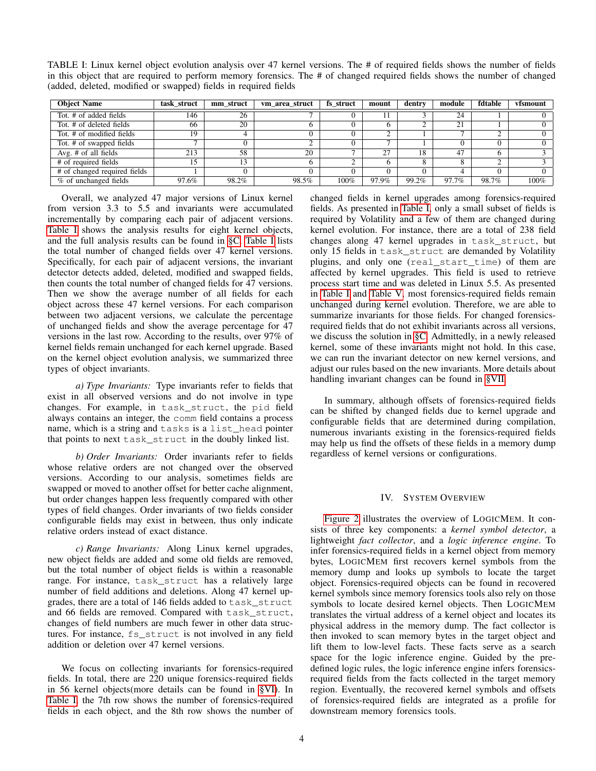TABLE I: Linux kernel object evolution analysis over 47 kernel versions. The # of required fields shows the number of fields in this object that are required to perform memory forensics. The # of changed required fields shows the number of changed (added, deleted, modified or swapped) fields in required fields

| Object Name | task_struct | mm_struct | vm_area_struct | fs_struct | mount | dentry | module | fdtable | vfsmount |
|---|---|---|---|---|---|---|---|---|---|
| Tot. # of added fields | 146 | 26 | 7 | 0 | 11 | 3 | 24 | 1 | 0 |
| Tot. # of deleted fields | 66 | 20 | 6 | 0 | 6 | 2 | 21 | 1 | 0 |
| Tot. # of modified fields | 19 | 4 | 0 | 0 | 2 | 1 | 7 | 2 | 0 |
| Tot. # of swapped fields | 7 | 0 | 2 | 0 | 7 | 1 | 0 | 0 | 0 |
| Avg. # of all fields | 213 | 58 | 20 | 7 | 27 | 18 | 47 | 6 | 3 |
| # of required fields | 15 | 13 | 6 | 2 | 6 | 8 | 8 | 2 | 3 |
| # of changed required fields | 1 | 0 | 0 | 0 | 0 | 0 | 4 | 0 | 0 |
| % of unchanged fields | 97.6% | 98.2% | 98.5% | 100% | 97.9% | 99.2% | 97.7% | 98.7% | 100% |

Overall, we analyzed 47 major versions of Linux kernel from version 3.3 to 5.5 and invariants were accumulated incrementally by comparing each pair of adjacent versions. Table I shows the analysis results for eight kernel objects, and the full analysis results can be found in §C. Table I lists the total number of changed fields over 47 kernel versions. Specifically, for each pair of adjacent versions, the invariant detector detects added, deleted, modified and swapped fields, then counts the total number of changed fields for 47 versions. Then we show the average number of all fields for each object across these 47 kernel versions. For each comparison between two adjacent versions, we calculate the percentage of unchanged fields and show the average percentage for 47 versions in the last row. According to the results, over 97% of kernel fields remain unchanged for each kernel upgrade. Based on the kernel object evolution analysis, we summarized three types of object invariants.

*a) Type Invariants:* Type invariants refer to fields that exist in all observed versions and do not involve in type changes. For example, in `task_struct`, the `pid` field always contains an integer, the `comm` field contains a process name, which is a string and `tasks` is a `list_head` pointer that points to next `task_struct` in the doubly linked list.

*b) Order Invariants:* Order invariants refer to fields whose relative orders are not changed over the observed versions. According to our analysis, sometimes fields are swapped or moved to another offset for better cache alignment, but order changes happen less frequently compared with other types of field changes. Order invariants of two fields consider configurable fields may exist in between, thus only indicate relative orders instead of exact distance.

*c) Range Invariants:* Along Linux kernel upgrades, new object fields are added and some old fields are removed, but the total number of object fields is within a reasonable range. For instance, `task_struct` has a relatively large number of field additions and deletions. Along 47 kernel upgrades, there are a total of 146 fields added to `task_struct` and 66 fields are removed. Compared with `task_struct`, changes of field numbers are much fewer in other data structures. For instance, `fs_struct` is not involved in any field addition or deletion over 47 kernel versions.

We focus on collecting invariants for forensics-required fields. In total, there are 220 unique forensics-required fields in 56 kernel objects(more details can be found in §VI). In Table I, the 7th row shows the number of forensics-required fields in each object, and the 8th row shows the number of changed fields in kernel upgrades among forensics-required fields. As presented in Table I, only a small subset of fields is required by Volatility and a few of them are changed during kernel evolution. For instance, there are a total of 238 field changes along 47 kernel upgrades in `task_struct`, but only 15 fields in `task_struct` are demanded by Volatility plugins, and only one (`real_start_time`) of them are affected by kernel upgrades. This field is used to retrieve process start time and was deleted in Linux 5.5. As presented in Table I and Table V, most forensics-required fields remain unchanged during kernel evolution. Therefore, we are able to summarize invariants for those fields. For changed forensics-required fields that do not exhibit invariants across all versions, we discuss the solution in §C. Admittedly, in a newly released kernel, some of these invariants might not hold. In this case, we can run the invariant detector on new kernel versions, and adjust our rules based on the new invariants. More details about handling invariant changes can be found in §VII.

In summary, although offsets of forensics-required fields can be shifted by changed fields due to kernel upgrade and configurable fields that are determined during compilation, numerous invariants existing in the forensics-required fields may help us find the offsets of these fields in a memory dump regardless of kernel versions or configurations.

## IV. System Overview

Figure 2 illustrates the overview of LogicMem. It consists of three key components: a *kernel symbol detector*, a lightweight *fact collector*, and a *logic inference engine*. To infer forensics-required fields in a kernel object from memory bytes, LogicMem first recovers kernel symbols from the memory dump and looks up symbols to locate the target object. Forensics-required objects can be found in recovered kernel symbols since memory forensics tools also rely on those symbols to locate desired kernel objects. Then LogicMem translates the virtual address of a kernel object and locates its physical address in the memory dump. The fact collector is then invoked to scan memory bytes in the target object and lift them to low-level facts. These facts serve as a search space for the logic inference engine. Guided by the predefined logic rules, the logic inference engine infers forensics-required fields from the facts collected in the target memory region. Eventually, the recovered kernel symbols and offsets of forensics-required fields are integrated as a profile for downstream memory forensics tools.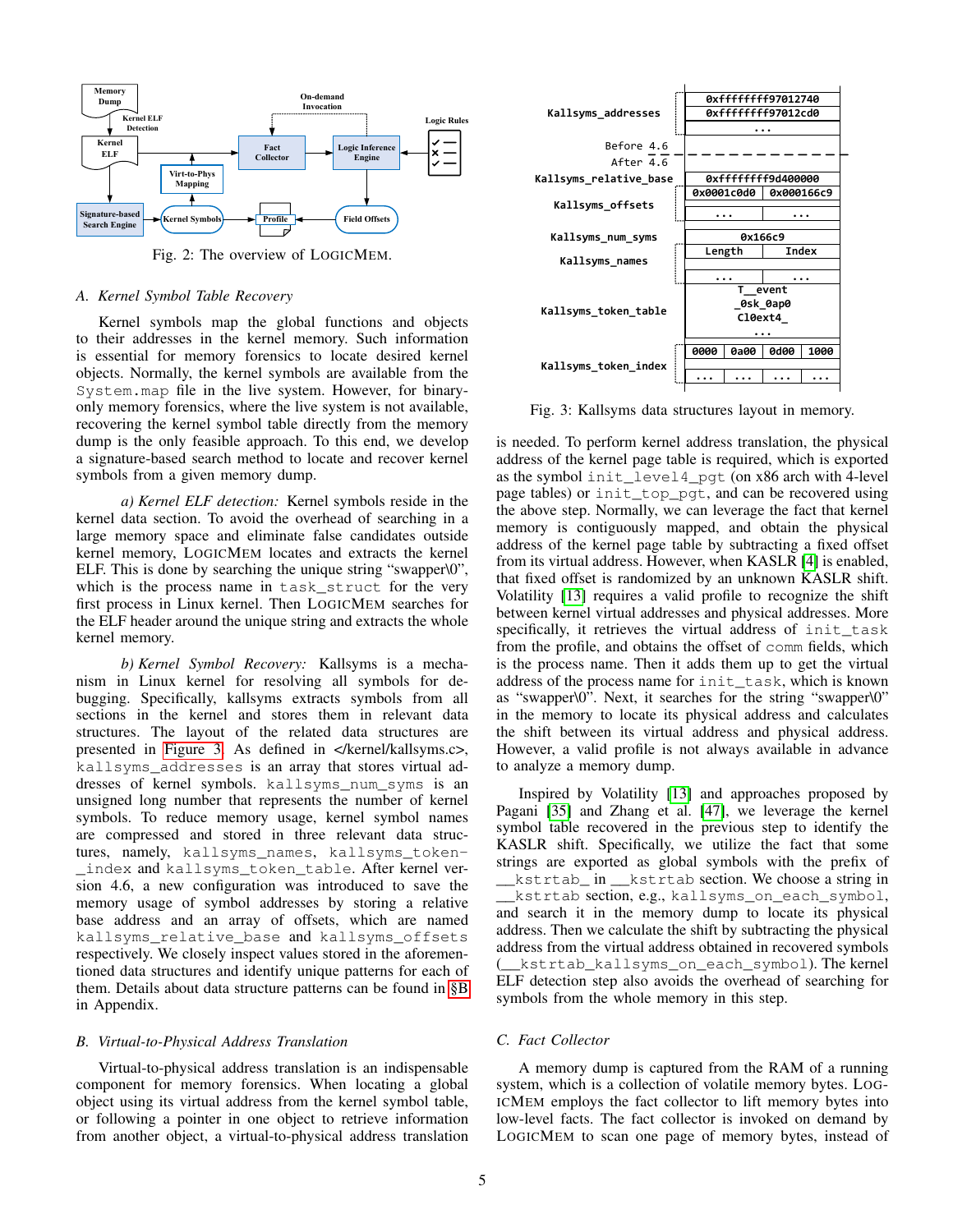Fig. 2: The overview of LogicMem.

### A. Kernel Symbol Table Recovery

Kernel symbols map the global functions and objects to their addresses in the kernel memory. Such information is essential for memory forensics to locate desired kernel objects. Normally, the kernel symbols are available from the `System.map` file in the live system. However, for binary-only memory forensics, where the live system is not available, recovering the kernel symbol table directly from the memory dump is the only feasible approach. To this end, we develop a signature-based search method to locate and recover kernel symbols from a given memory dump.

*a) Kernel ELF detection:* Kernel symbols reside in the kernel data section. To avoid the overhead of searching in a large memory space and eliminate false candidates outside kernel memory, LogicMem locates and extracts the kernel ELF. This is done by searching the unique string "swapper\0", which is the process name in `task_struct` for the very first process in Linux kernel. Then LogicMem searches for the ELF header around the unique string and extracts the whole kernel memory.

*b) Kernel Symbol Recovery:* Kallsyms is a mechanism in Linux kernel for resolving all symbols for debugging. Specifically, kallsyms extracts symbols from all sections in the kernel and stores them in relevant data structures. The layout of the related data structures are presented in Figure 3. As defined in </kernel/kallsyms.c>, `kallsyms_addresses` is an array that stores virtual addresses of kernel symbols. `kallsyms_num_syms` is an unsigned long number that represents the number of kernel symbols. To reduce memory usage, kernel symbol names are compressed and stored in three relevant data structures, namely, `kallsyms_names`, `kallsyms_token_index` and `kallsyms_token_table`. After kernel version 4.6, a new configuration was introduced to save the memory usage of symbol addresses by storing a relative base address and an array of offsets, which are named `kallsyms_relative_base` and `kallsyms_offsets` respectively. We closely inspect values stored in the aforementioned data structures and identify unique patterns for each of them. Details about data structure patterns can be found in §B in Appendix.

### B. Virtual-to-Physical Address Translation

Virtual-to-physical address translation is an indispensable component for memory forensics. When locating a global object using its virtual address from the kernel symbol table, or following a pointer in one object to retrieve information from another object, a virtual-to-physical address translation

Fig. 3: Kallsyms data structures layout in memory.

is needed. To perform kernel address translation, the physical address of the kernel page table is required, which is exported as the symbol `init_level4_pgt` (on x86 arch with 4-level page tables) or `init_top_pgt`, and can be recovered using the above step. Normally, we can leverage the fact that kernel memory is contiguously mapped, and obtain the physical address of the kernel page table by subtracting a fixed offset from its virtual address. However, when KASLR [4] is enabled, that fixed offset is randomized by an unknown KASLR shift. Volatility [13] requires a valid profile to recognize the shift between kernel virtual addresses and physical addresses. More specifically, it retrieves the virtual address of `init_task` from the profile, and obtains the offset of `comm` fields, which is the process name. Then it adds them up to get the virtual address of the process name for `init_task`, which is known as "swapper\0". Next, it searches for the string "swapper\0" in the memory to locate its physical address and calculates the shift between its virtual address and physical address. However, a valid profile is not always available in advance to analyze a memory dump.

Inspired by Volatility [13] and approaches proposed by Pagani [35] and Zhang et al. [47], we leverage the kernel symbol table recovered in the previous step to identify the KASLR shift. Specifically, we utilize the fact that some strings are exported as global symbols with the prefix of `__kstrtab_` in `__kstrtab` section. We choose a string in `__kstrtab` section, e.g., `kallsyms_on_each_symbol`, and search it in the memory dump to locate its physical address. Then we calculate the shift by subtracting the physical address from the virtual address obtained in recovered symbols (`__kstrtab_kallsyms_on_each_symbol`). The kernel ELF detection step also avoids the overhead of searching for symbols from the whole memory in this step.

### C. Fact Collector

A memory dump is captured from the RAM of a running system, which is a collection of volatile memory bytes. LogicMem employs the fact collector to lift memory bytes into low-level facts. The fact collector is invoked on demand by LogicMem to scan one page of memory bytes, instead of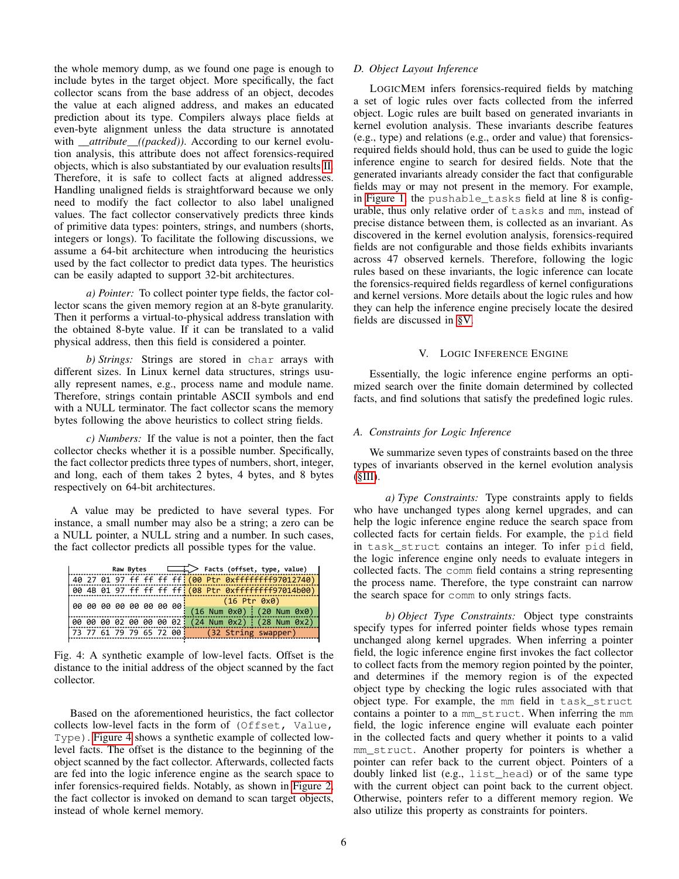the whole memory dump, as we found one page is enough to include bytes in the target object. More specifically, the fact collector scans from the base address of an object, decodes the value at each aligned address, and makes an educated prediction about its type. Compilers always place fields at even-byte alignment unless the data structure is annotated with *__attribute__((packed))*. According to our kernel evolution analysis, this attribute does not affect forensics-required objects, which is also substantiated by our evaluation results [II]. Therefore, it is safe to collect facts at aligned addresses. Handling unaligned fields is straightforward because we only need to modify the fact collector to also label unaligned values. The fact collector conservatively predicts three kinds of primitive data types: pointers, strings, and numbers (shorts, integers or longs). To facilitate the following discussions, we assume a 64-bit architecture when introducing the heuristics used by the fact collector to predict data types. The heuristics can be easily adapted to support 32-bit architectures.

*a) Pointer:* To collect pointer type fields, the factor collector scans the given memory region at an 8-byte granularity. Then it performs a virtual-to-physical address translation with the obtained 8-byte value. If it can be translated to a valid physical address, then this field is considered a pointer.

*b) Strings:* Strings are stored in `char` arrays with different sizes. In Linux kernel data structures, strings usually represent names, e.g., process name and module name. Therefore, strings contain printable ASCII symbols and end with a NULL terminator. The fact collector scans the memory bytes following the above heuristics to collect string fields.

*c) Numbers:* If the value is not a pointer, then the fact collector checks whether it is a possible number. Specifically, the fact collector predicts three types of numbers, short, integer, and long, each of them takes 2 bytes, 4 bytes, and 8 bytes respectively on 64-bit architectures.

A value may be predicted to have several types. For instance, a small number may also be a string; a zero can be a NULL pointer, a NULL string and a number. In such cases, the fact collector predicts all possible types for the value.

| Raw Bytes | Facts (offset, type, value) | |
|---|---|---|
| 40 27 01 97 ff ff ff ff | (00 Ptr 0xffffffff97012740) | |
| 00 4B 01 97 ff ff ff ff | (08 Ptr 0xffffffff97014b00) | |
| 00 00 00 00 00 00 00 00 | (16 Ptr 0x0) | |
| | (16 Num 0x0) | (20 Num 0x0) |
| 00 00 00 02 00 00 00 02 | (24 Num 0x2) | (28 Num 0x2) |
| 73 77 61 79 79 65 72 00 | (32 String swapper) | |

Fig. 4: A synthetic example of low-level facts. Offset is the distance to the initial address of the object scanned by the fact collector.

Based on the aforementioned heuristics, the fact collector collects low-level facts in the form of `(Offset, Value, Type)`. Figure 4 shows a synthetic example of collected low-level facts. The offset is the distance to the beginning of the object scanned by the fact collector. Afterwards, collected facts are fed into the logic inference engine as the search space to infer forensics-required fields. Notably, as shown in Figure 2, the fact collector is invoked on demand to scan target objects, instead of whole kernel memory.

### D. Object Layout Inference

LogicMem infers forensics-required fields by matching a set of logic rules over facts collected from the inferred object. Logic rules are built based on generated invariants in kernel evolution analysis. These invariants describe features (e.g., type) and relations (e.g., order and value) that forensics-required fields should hold, thus can be used to guide the logic inference engine to search for desired fields. Note that the generated invariants already consider the fact that configurable fields may or may not present in the memory. For example, in Figure 1, the `pushable_tasks` field at line 8 is configurable, thus only relative order of `tasks` and `mm`, instead of precise distance between them, is collected as an invariant. As discovered in the kernel evolution analysis, forensics-required fields are not configurable and those fields exhibits invariants across 47 observed kernels. Therefore, following the logic rules based on these invariants, the logic inference can locate the forensics-required fields regardless of kernel configurations and kernel versions. More details about the logic rules and how they can help the inference engine precisely locate the desired fields are discussed in §V.

## V. Logic Inference Engine

Essentially, the logic inference engine performs an optimized search over the finite domain determined by collected facts, and find solutions that satisfy the predefined logic rules.

### A. Constraints for Logic Inference

We summarize seven types of constraints based on the three types of invariants observed in the kernel evolution analysis (§III).

*a) Type Constraints:* Type constraints apply to fields who have unchanged types along kernel upgrades, and can help the logic inference engine reduce the search space from collected facts for certain fields. For example, the `pid` field in `task_struct` contains an integer. To infer `pid` field, the logic inference engine only needs to evaluate integers in collected facts. The `comm` field contains a string representing the process name. Therefore, the type constraint can narrow the search space for `comm` to only strings facts.

*b) Object Type Constraints:* Object type constraints specify types for inferred pointer fields whose types remain unchanged along kernel upgrades. When inferring a pointer field, the logic inference engine first invokes the fact collector to collect facts from the memory region pointed by the pointer, and determines if the memory region is of the expected object type by checking the logic rules associated with that object type. For example, the `mm` field in `task_struct` contains a pointer to a `mm_struct`. When inferring the `mm` field, the logic inference engine will evaluate each pointer in the collected facts and query whether it points to a valid `mm_struct`. Another property for pointers is whether a pointer can refer back to the current object. Pointers of a doubly linked list (e.g., `list_head`) or of the same type with the current object can point back to the current object. Otherwise, pointers refer to a different memory region. We also utilize this property as constraints for pointers.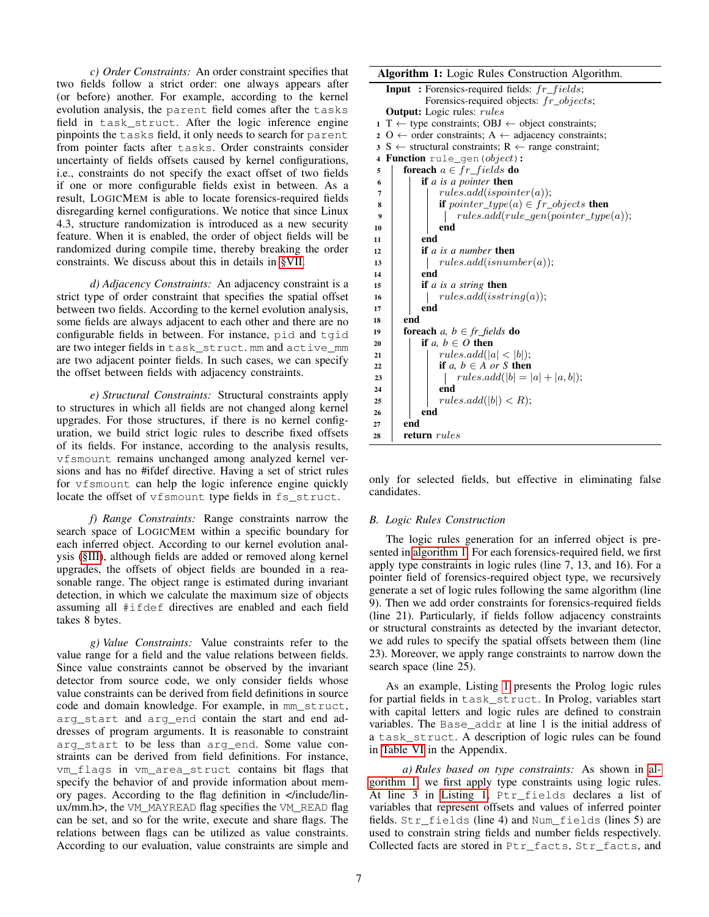*c) Order Constraints:* An order constraint specifies that two fields follow a strict order: one always appears after (or before) another. For example, according to the kernel evolution analysis, the `parent` field comes after the `tasks` field in `task_struct`. After the logic inference engine pinpoints the `tasks` field, it only needs to search for `parent` from pointer facts after `tasks`. Order constraints consider uncertainty of fields offsets caused by kernel configurations, i.e., constraints do not specify the exact offset of two fields if one or more configurable fields exist in between. As a result, LogicMem is able to locate forensics-required fields disregarding kernel configurations. We notice that since Linux 4.3, structure randomization is introduced as a new security feature. When it is enabled, the order of object fields will be randomized during compile time, thereby breaking the order constraints. We discuss about this in details in §VII.

*d) Adjacency Constraints:* An adjacency constraint is a strict type of order constraint that specifies the spatial offset between two fields. According to the kernel evolution analysis, some fields are always adjacent to each other and there are no configurable fields in between. For instance, `pid` and `tgid` are two integer fields in `task_struct.mm` and `active_mm` are two adjacent pointer fields. In such cases, we can specify the offset between fields with adjacency constraints.

*e) Structural Constraints:* Structural constraints apply to structures in which all fields are not changed along kernel upgrades. For those structures, if there is no kernel configuration, we build strict logic rules to describe fixed offsets of its fields. For instance, according to the analysis results, `vfsmount` remains unchanged among analyzed kernel versions and has no #ifdef directive. Having a set of strict rules for `vfsmount` can help the logic inference engine quickly locate the offset of `vfsmount` type fields in `fs_struct`.

*f) Range Constraints:* Range constraints narrow the search space of LogicMem within a specific boundary for each inferred object. According to our kernel evolution analysis (§III), although fields are added or removed along kernel upgrades, the offsets of object fields are bounded in a reasonable range. The object range is estimated during invariant detection, in which we calculate the maximum size of objects assuming all `#ifdef` directives are enabled and each field takes 8 bytes.

*g) Value Constraints:* Value constraints refer to the value range for a field and the value relations between fields. Since value constraints cannot be observed by the invariant detector from source code, we only consider fields whose value constraints can be derived from field definitions in source code and domain knowledge. For example, in `mm_struct`, `arg_start` and `arg_end` contain the start and end addresses of program arguments. It is reasonable to constraint `arg_start` to be less than `arg_end`. Some value constraints can be derived from field definitions. For instance, `vm_flags` in `vm_area_struct` contains bit flags that specify the behavior of and provide information about memory pages. According to the flag definition in </include/linux/mm.h>, the `VM_MAYREAD` flag specifies the `VM_READ` flag can be set, and so for the write, execute and share flags. The relations between flags can be utilized as value constraints. According to our evaluation, value constraints are simple and only for selected fields, but effective in eliminating false candidates.

**Algorithm 1:** Logic Rules Construction Algorithm.

```
   Input : Forensics-required fields: fr_fields;
           Forensics-required objects: fr_objects;
   Output: Logic rules: rules
1  T ← type constraints; OBJ ← object constraints;
2  O ← order constraints; A ← adjacency constraints;
3  S ← structural constraints; R ← range constraint;
4  Function rule_gen(object):
5      foreach a ∈ fr_fields do
6          if a is a pointer then
7              rules.add(ispointer(a));
8              if pointer_type(a) ∈ fr_objects then
9                  rules.add(rule_gen(pointer_type(a)));
10             end
11         end
12         if a is a number then
13             rules.add(isnumber(a));
14         end
15         if a is a string then
16             rules.add(isstring(a));
17         end
18     end
19     foreach a, b ∈ fr_fields do
20         if a, b ∈ O then
21             rules.add(|a| < |b|);
22             if a, b ∈ A or S then
23                 rules.add(|b| = |a| + |a, b|);
24             end
25             rules.add(|b|) < R);
26         end
27     end
28     return rules
```

## B. Logic Rules Construction

The logic rules generation for an inferred object is presented in algorithm 1. For each forensics-required field, we first apply type constraints in logic rules (line 7, 13, and 16). For a pointer field of forensics-required object type, we recursively generate a set of logic rules following the same algorithm (line 9). Then we add order constraints for forensics-required fields (line 21). Particularly, if fields follow adjacency constraints or structural constraints as detected by the invariant detector, we add rules to specify the spatial offsets between them (line 23). Moreover, we apply range constraints to narrow down the search space (line 25).

As an example, Listing 1 presents the Prolog logic rules for partial fields in `task_struct`. In Prolog, variables start with capital letters and logic rules are defined to constrain variables. The `Base_addr` at line 1 is the initial address of a `task_struct`. A description of logic rules can be found in Table VI in the Appendix.

*a) Rules based on type constraints:* As shown in algorithm 1, we first apply type constraints using logic rules. At line 3 in Listing 1, `Ptr_fields` declares a list of variables that represent offsets and values of inferred pointer fields. `Str_fields` (line 4) and `Num_fields` (lines 5) are used to constrain string fields and number fields respectively. Collected facts are stored in `Ptr_facts`, `Str_facts`, and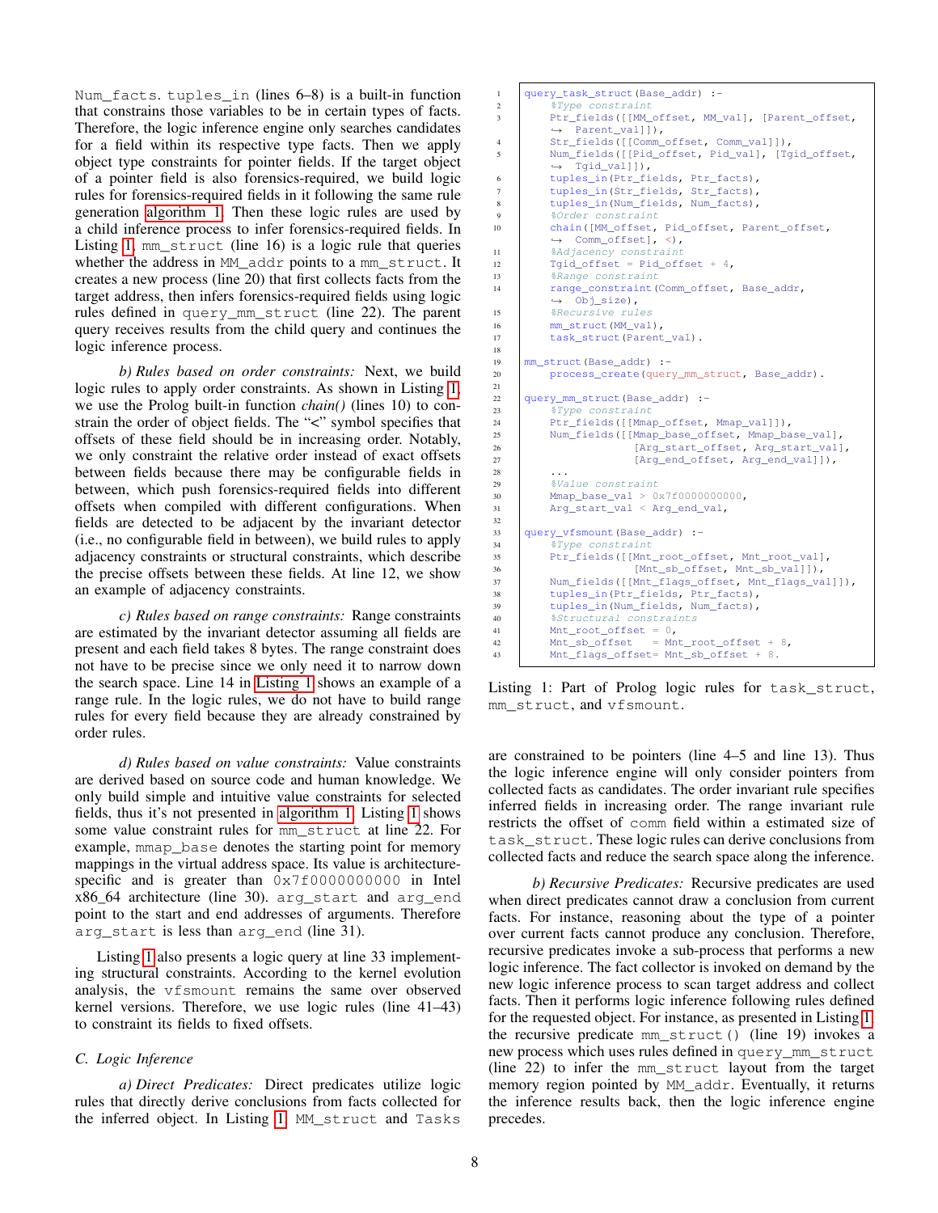Num_facts. tuples_in (lines 6–8) is a built-in function that constrains those variables to be in certain types of facts. Therefore, the logic inference engine only searches candidates for a field within its respective type facts. Then we apply object type constraints for pointer fields. If the target object of a pointer field is also forensics-required, we build logic rules for forensics-required fields in it following the same rule generation algorithm 1. Then these logic rules are used by a child inference process to infer forensics-required fields. In Listing 1, mm_struct (line 16) is a logic rule that queries whether the address in MM_addr points to a mm_struct. It creates a new process (line 20) that first collects facts from the target address, then infers forensics-required fields using logic rules defined in query_mm_struct (line 22). The parent query receives results from the child query and continues the logic inference process.

*b) Rules based on order constraints:* Next, we build logic rules to apply order constraints. As shown in Listing 1, we use the Prolog built-in function *chain()* (lines 10) to constrain the order of object fields. The "<" symbol specifies that offsets of these field should be in increasing order. Notably, we only constraint the relative order instead of exact offsets between fields because there may be configurable fields in between, which push forensics-required fields into different offsets when compiled with different configurations. When fields are detected to be adjacent by the invariant detector (i.e., no configurable field in between), we build rules to apply adjacency constraints or structural constraints, which describe the precise offsets between these fields. At line 12, we show an example of adjacency constraints.

*c) Rules based on range constraints:* Range constraints are estimated by the invariant detector assuming all fields are present and each field takes 8 bytes. The range constraint does not have to be precise since we only need it to narrow down the search space. Line 14 in Listing 1 shows an example of a range rule. In the logic rules, we do not have to build range rules for every field because they are already constrained by order rules.

*d) Rules based on value constraints:* Value constraints are derived based on source code and human knowledge. We only build simple and intuitive value constraints for selected fields, thus it's not presented in algorithm 1. Listing 1 shows some value constraint rules for mm_struct at line 22. For example, mmap_base denotes the starting point for memory mappings in the virtual address space. Its value is architecture-specific and is greater than 0x7f0000000000 in Intel x86_64 architecture (line 30). arg_start and arg_end point to the start and end addresses of arguments. Therefore arg_start is less than arg_end (line 31).

Listing 1 also presents a logic query at line 33 implementing structural constraints. According to the kernel evolution analysis, the vfsmount remains the same over observed kernel versions. Therefore, we use logic rules (line 41–43) to constraint its fields to fixed offsets.

### C. Logic Inference

*a) Direct Predicates:* Direct predicates utilize logic rules that directly derive conclusions from facts collected for the inferred object. In Listing 1, MM_struct and Tasks are constrained to be pointers (line 4–5 and line 13). Thus the logic inference engine will only consider pointers from collected facts as candidates. The order invariant rule specifies inferred fields in increasing order. The range invariant rule restricts the offset of comm field within a estimated size of task_struct. These logic rules can derive conclusions from collected facts and reduce the search space along the inference.

*b) Recursive Predicates:* Recursive predicates are used when direct predicates cannot draw a conclusion from current facts. For instance, reasoning about the type of a pointer over current facts cannot produce any conclusion. Therefore, recursive predicates invoke a sub-process that performs a new logic inference. The fact collector is invoked on demand by the new logic inference process to scan target address and collect facts. Then it performs logic inference following rules defined for the requested object. For instance, as presented in Listing 1, the recursive predicate mm_struct() (line 19) invokes a new process which uses rules defined in query_mm_struct (line 22) to infer the mm_struct layout from the target memory region pointed by MM_addr. Eventually, it returns the inference results back, then the logic inference engine precedes.

```
1   query_task_struct(Base_addr) :-
2       %Type constraint
3       Ptr_fields([[MM_offset, MM_val], [Parent_offset,
        ↪  Parent_val]]),
4       Str_fields([[Comm_offset, Comm_val]]),
5       Num_fields([[Pid_offset, Pid_val], [Tgid_offset,
        ↪  Tgid_val]]),
6       tuples_in(Ptr_fields, Ptr_facts),
7       tuples_in(Str_fields, Str_facts),
8       tuples_in(Num_fields, Num_facts),
9       %Order constraint
10      chain([MM_offset, Pid_offset, Parent_offset,
        ↪  Comm_offset], <),
11      %Adjacency constraint
12      Tgid_offset = Pid_offset + 4,
13      %Range constraint
14      range_constraint(Comm_offset, Base_addr,
        ↪  Obj_size),
15      %Recursive rules
16      mm_struct(MM_val),
17      task_struct(Parent_val).
18
19  mm_struct(Base_addr) :-
20      process_create(query_mm_struct, Base_addr).
21
22  query_mm_struct(Base_addr) :-
23      %Type constraint
24      Ptr_fields([[Mmap_offset, Mmap_val]]),
25      Num_fields([[Mmap_base_offset, Mmap_base_val],
26                  [Arg_start_offset, Arg_start_val],
27                  [Arg_end_offset, Arg_end_val]]),
28      ...
29      %Value constraint
30      Mmap_base_val > 0x7f0000000000,
31      Arg_start_val < Arg_end_val,
32
33  query_vfsmount(Base_addr) :-
34      %Type constraint
35      Ptr_fields([[Mnt_root_offset, Mnt_root_val],
36                  [Mnt_sb_offset, Mnt_sb_val]]),
37      Num_fields([[Mnt_flags_offset, Mnt_flags_val]]),
38      tuples_in(Ptr_fields, Ptr_facts),
39      tuples_in(Num_fields, Num_facts),
40      %Structural constraints
41      Mnt_root_offset = 0,
42      Mnt_sb_offset   = Mnt_root_offset + 8,
43      Mnt_flags_offset= Mnt_sb_offset + 8.
```

Listing 1: Part of Prolog logic rules for task_struct, mm_struct, and vfsmount.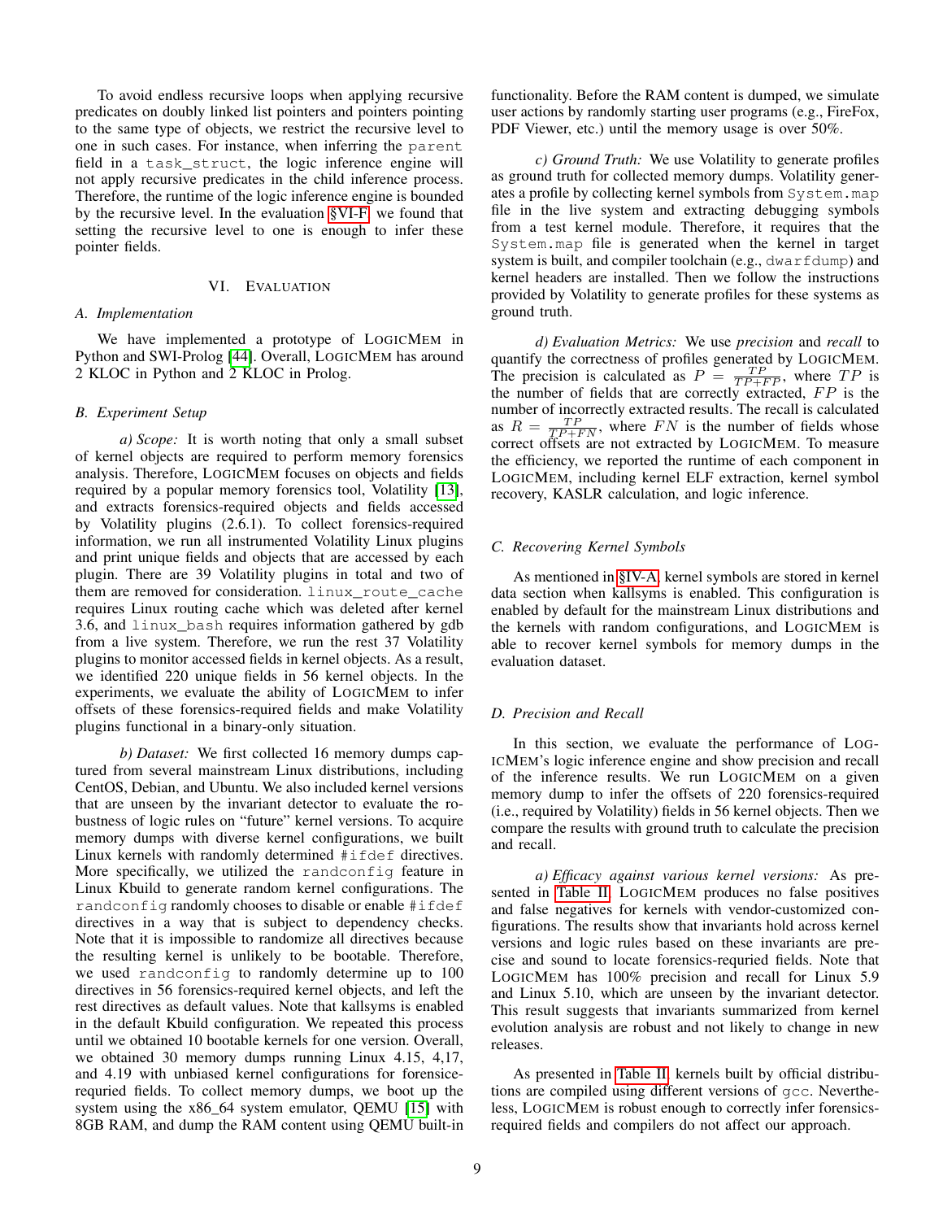To avoid endless recursive loops when applying recursive predicates on doubly linked list pointers and pointers pointing to the same type of objects, we restrict the recursive level to one in such cases. For instance, when inferring the `parent` field in a `task_struct`, the logic inference engine will not apply recursive predicates in the child inference process. Therefore, the runtime of the logic inference engine is bounded by the recursive level. In the evaluation §VI-F, we found that setting the recursive level to one is enough to infer these pointer fields.

## VI. Evaluation

### A. Implementation

We have implemented a prototype of LogicMem in Python and SWI-Prolog [44]. Overall, LogicMem has around 2 KLOC in Python and 2 KLOC in Prolog.

### B. Experiment Setup

*a) Scope:* It is worth noting that only a small subset of kernel objects are required to perform memory forensics analysis. Therefore, LogicMem focuses on objects and fields required by a popular memory forensics tool, Volatility [13], and extracts forensics-required objects and fields accessed by Volatility plugins (2.6.1). To collect forensics-required information, we run all instrumented Volatility Linux plugins and print unique fields and objects that are accessed by each plugin. There are 39 Volatility plugins in total and two of them are removed for consideration. `linux_route_cache` requires Linux routing cache which was deleted after kernel 3.6, and `linux_bash` requires information gathered by gdb from a live system. Therefore, we run the rest 37 Volatility plugins to monitor accessed fields in kernel objects. As a result, we identified 220 unique fields in 56 kernel objects. In the experiments, we evaluate the ability of LogicMem to infer offsets of these forensics-required fields and make Volatility plugins functional in a binary-only situation.

*b) Dataset:* We first collected 16 memory dumps captured from several mainstream Linux distributions, including CentOS, Debian, and Ubuntu. We also included kernel versions that are unseen by the invariant detector to evaluate the robustness of logic rules on "future" kernel versions. To acquire memory dumps with diverse kernel configurations, we built Linux kernels with randomly determined `#ifdef` directives. More specifically, we utilized the `randconfig` feature in Linux Kbuild to generate random kernel configurations. The `randconfig` randomly chooses to disable or enable `#ifdef` directives in a way that is subject to dependency checks. Note that it is impossible to randomize all directives because the resulting kernel is unlikely to be bootable. Therefore, we used `randconfig` to randomly determine up to 100 directives in 56 forensics-required kernel objects, and left the rest directives as default values. Note that kallsyms is enabled in the default Kbuild configuration. We repeated this process until we obtained 10 bootable kernels for one version. Overall, we obtained 30 memory dumps running Linux 4.15, 4,17, and 4.19 with unbiased kernel configurations for forensice-requried fields. To collect memory dumps, we boot up the system using the x86_64 system emulator, QEMU [15] with 8GB RAM, and dump the RAM content using QEMU built-in functionality. Before the RAM content is dumped, we simulate user actions by randomly starting user programs (e.g., FireFox, PDF Viewer, etc.) until the memory usage is over 50%.

*c) Ground Truth:* We use Volatility to generate profiles as ground truth for collected memory dumps. Volatility generates a profile by collecting kernel symbols from `System.map` file in the live system and extracting debugging symbols from a test kernel module. Therefore, it requires that the `System.map` file is generated when the kernel in target system is built, and compiler toolchain (e.g., `dwarfdump`) and kernel headers are installed. Then we follow the instructions provided by Volatility to generate profiles for these systems as ground truth.

*d) Evaluation Metrics:* We use *precision* and *recall* to quantify the correctness of profiles generated by LogicMem. The precision is calculated as $P = \frac{TP}{TP+FP}$, where $TP$ is the number of fields that are correctly extracted, $FP$ is the number of incorrectly extracted results. The recall is calculated as $R = \frac{TP}{TP+FN}$, where $FN$ is the number of fields whose correct offsets are not extracted by LogicMem. To measure the efficiency, we reported the runtime of each component in LogicMem, including kernel ELF extraction, kernel symbol recovery, KASLR calculation, and logic inference.

### C. Recovering Kernel Symbols

As mentioned in §IV-A, kernel symbols are stored in kernel data section when kallsyms is enabled. This configuration is enabled by default for the mainstream Linux distributions and the kernels with random configurations, and LogicMem is able to recover kernel symbols for memory dumps in the evaluation dataset.

### D. Precision and Recall

In this section, we evaluate the performance of LogicMem's logic inference engine and show precision and recall of the inference results. We run LogicMem on a given memory dump to infer the offsets of 220 forensics-required (i.e., required by Volatility) fields in 56 kernel objects. Then we compare the results with ground truth to calculate the precision and recall.

*a) Efficacy against various kernel versions:* As presented in Table II, LogicMem produces no false positives and false negatives for kernels with vendor-customized configurations. The results show that invariants hold across kernel versions and logic rules based on these invariants are precise and sound to locate forensics-requried fields. Note that LogicMem has 100% precision and recall for Linux 5.9 and Linux 5.10, which are unseen by the invariant detector. This result suggests that invariants summarized from kernel evolution analysis are robust and not likely to change in new releases.

As presented in Table II, kernels built by official distributions are compiled using different versions of `gcc`. Nevertheless, LogicMem is robust enough to correctly infer forensics-required fields and compilers do not affect our approach.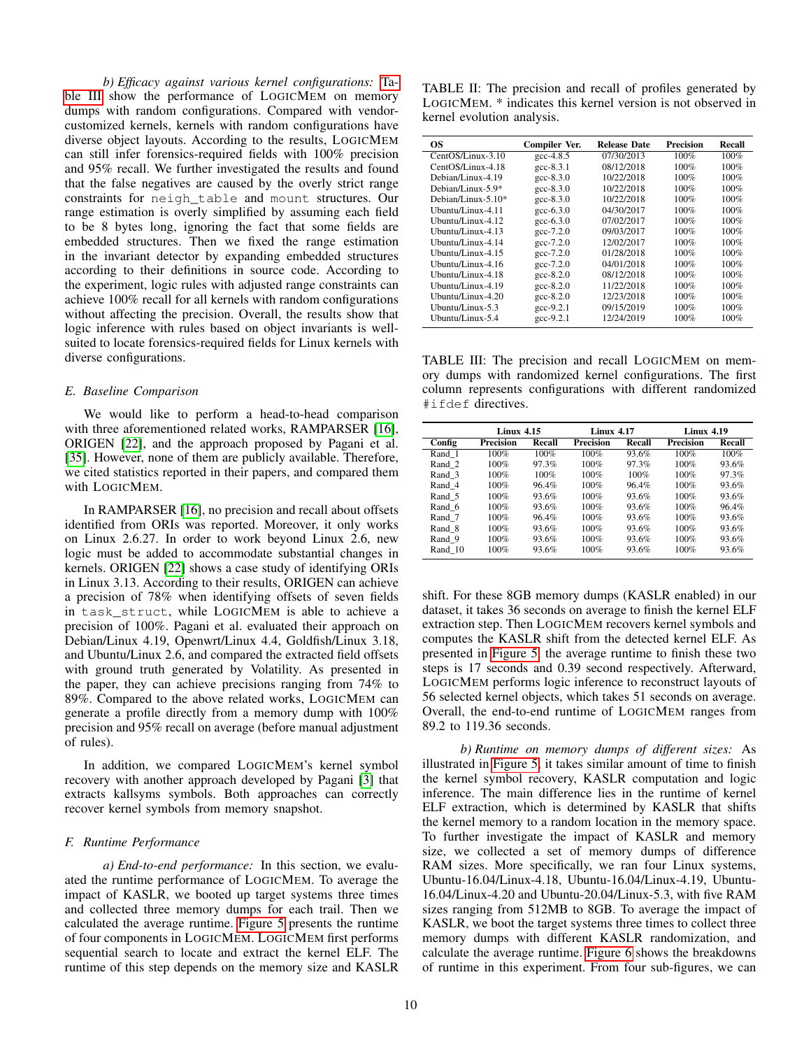*b) Efficacy against various kernel configurations:* Table III show the performance of LOGICMEM on memory dumps with random configurations. Compared with vendor-customized kernels, kernels with random configurations have diverse object layouts. According to the results, LOGICMEM can still infer forensics-required fields with 100% precision and 95% recall. We further investigated the results and found that the false negatives are caused by the overly strict range constraints for `neigh_table` and `mount` structures. Our range estimation is overly simplified by assuming each field to be 8 bytes long, ignoring the fact that some fields are embedded structures. Then we fixed the range estimation in the invariant detector by expanding embedded structures according to their definitions in source code. According to the experiment, logic rules with adjusted range constraints can achieve 100% recall for all kernels with random configurations without affecting the precision. Overall, the results show that logic inference with rules based on object invariants is well-suited to locate forensics-required fields for Linux kernels with diverse configurations.

### E. Baseline Comparison

We would like to perform a head-to-head comparison with three aforementioned related works, RAMPARSER [16], ORIGEN [22], and the approach proposed by Pagani et al. [35]. However, none of them are publicly available. Therefore, we cited statistics reported in their papers, and compared them with LOGICMEM.

In RAMPARSER [16], no precision and recall about offsets identified from ORIs was reported. Moreover, it only works on Linux 2.6.27. In order to work beyond Linux 2.6, new logic must be added to accommodate substantial changes in kernels. ORIGEN [22] shows a case study of identifying ORIs in Linux 3.13. According to their results, ORIGEN can achieve a precision of 78% when identifying offsets of seven fields in `task_struct`, while LOGICMEM is able to achieve a precision of 100%. Pagani et al. evaluated their approach on Debian/Linux 4.19, Openwrt/Linux 4.4, Goldfish/Linux 3.18, and Ubuntu/Linux 2.6, and compared the extracted field offsets with ground truth generated by Volatility. As presented in the paper, they can achieve precisions ranging from 74% to 89%. Compared to the above related works, LOGICMEM can generate a profile directly from a memory dump with 100% precision and 95% recall on average (before manual adjustment of rules).

In addition, we compared LOGICMEM's kernel symbol recovery with another approach developed by Pagani [3] that extracts kallsyms symbols. Both approaches can correctly recover kernel symbols from memory snapshot.

### F. Runtime Performance

*a) End-to-end performance:* In this section, we evaluated the runtime performance of LOGICMEM. To average the impact of KASLR, we booted up target systems three times and collected three memory dumps for each trail. Then we calculated the average runtime. Figure 5 presents the runtime of four components in LOGICMEM. LOGICMEM first performs sequential search to locate and extract the kernel ELF. The runtime of this step depends on the memory size and KASLR shift. For these 8GB memory dumps (KASLR enabled) in our dataset, it takes 36 seconds on average to finish the kernel ELF extraction step. Then LOGICMEM recovers kernel symbols and computes the KASLR shift from the detected kernel ELF. As presented in Figure 5, the average runtime to finish these two steps is 17 seconds and 0.39 second respectively. Afterward, LOGICMEM performs logic inference to reconstruct layouts of 56 selected kernel objects, which takes 51 seconds on average. Overall, the end-to-end runtime of LOGICMEM ranges from 89.2 to 119.36 seconds.

*b) Runtime on memory dumps of different sizes:* As illustrated in Figure 5, it takes similar amount of time to finish the kernel symbol recovery, KASLR computation and logic inference. The main difference lies in the runtime of kernel ELF extraction, which is determined by KASLR that shifts the kernel memory to a random location in the memory space. To further investigate the impact of KASLR and memory size, we collected a set of memory dumps of difference RAM sizes. More specifically, we ran four Linux systems, Ubuntu-16.04/Linux-4.18, Ubuntu-16.04/Linux-4.19, Ubuntu-16.04/Linux-4.20 and Ubuntu-20.04/Linux-5.3, with five RAM sizes ranging from 512MB to 8GB. To average the impact of KASLR, we boot the target systems three times to collect three memory dumps with different KASLR randomization, and calculate the average runtime. Figure 6 shows the breakdowns of runtime in this experiment. From four sub-figures, we can

TABLE II: The precision and recall of profiles generated by LOGICMEM. * indicates this kernel version is not observed in kernel evolution analysis.

| OS | Compiler Ver. | Release Date | Precision | Recall |
|---|---|---|---|---|
| CentOS/Linux-3.10 | gcc-4.8.5 | 07/30/2013 | 100% | 100% |
| CentOS/Linux-4.18 | gcc-8.3.1 | 08/12/2018 | 100% | 100% |
| Debian/Linux-4.19 | gcc-8.3.0 | 10/22/2018 | 100% | 100% |
| Debian/Linux-5.9* | gcc-8.3.0 | 10/22/2018 | 100% | 100% |
| Debian/Linux-5.10* | gcc-8.3.0 | 10/22/2018 | 100% | 100% |
| Ubuntu/Linux-4.11 | gcc-6.3.0 | 04/30/2017 | 100% | 100% |
| Ubuntu/Linux-4.12 | gcc-6.3.0 | 07/02/2017 | 100% | 100% |
| Ubuntu/Linux-4.13 | gcc-7.2.0 | 09/03/2017 | 100% | 100% |
| Ubuntu/Linux-4.14 | gcc-7.2.0 | 12/02/2017 | 100% | 100% |
| Ubuntu/Linux-4.15 | gcc-7.2.0 | 01/28/2018 | 100% | 100% |
| Ubuntu/Linux-4.16 | gcc-7.2.0 | 04/01/2018 | 100% | 100% |
| Ubuntu/Linux-4.18 | gcc-8.2.0 | 08/12/2018 | 100% | 100% |
| Ubuntu/Linux-4.19 | gcc-8.2.0 | 11/22/2018 | 100% | 100% |
| Ubuntu/Linux-4.20 | gcc-8.2.0 | 12/23/2018 | 100% | 100% |
| Ubuntu/Linux-5.3 | gcc-9.2.1 | 09/15/2019 | 100% | 100% |
| Ubuntu/Linux-5.4 | gcc-9.2.1 | 12/24/2019 | 100% | 100% |

TABLE III: The precision and recall LOGICMEM on memory dumps with randomized kernel configurations. The first column represents configurations with different randomized `#ifdef` directives.

| | Linux 4.15 | | Linux 4.17 | | Linux 4.19 | |
|---|---|---|---|---|---|---|
| Config | Precision | Recall | Precision | Recall | Precision | Recall |
| Rand_1 | 100% | 100% | 100% | 93.6% | 100% | 100% |
| Rand_2 | 100% | 97.3% | 100% | 97.3% | 100% | 93.6% |
| Rand_3 | 100% | 100% | 100% | 100% | 100% | 97.3% |
| Rand_4 | 100% | 96.4% | 100% | 96.4% | 100% | 93.6% |
| Rand_5 | 100% | 93.6% | 100% | 93.6% | 100% | 93.6% |
| Rand_6 | 100% | 93.6% | 100% | 93.6% | 100% | 96.4% |
| Rand_7 | 100% | 96.4% | 100% | 93.6% | 100% | 93.6% |
| Rand_8 | 100% | 93.6% | 100% | 93.6% | 100% | 93.6% |
| Rand_9 | 100% | 93.6% | 100% | 93.6% | 100% | 93.6% |
| Rand_10 | 100% | 93.6% | 100% | 93.6% | 100% | 93.6% |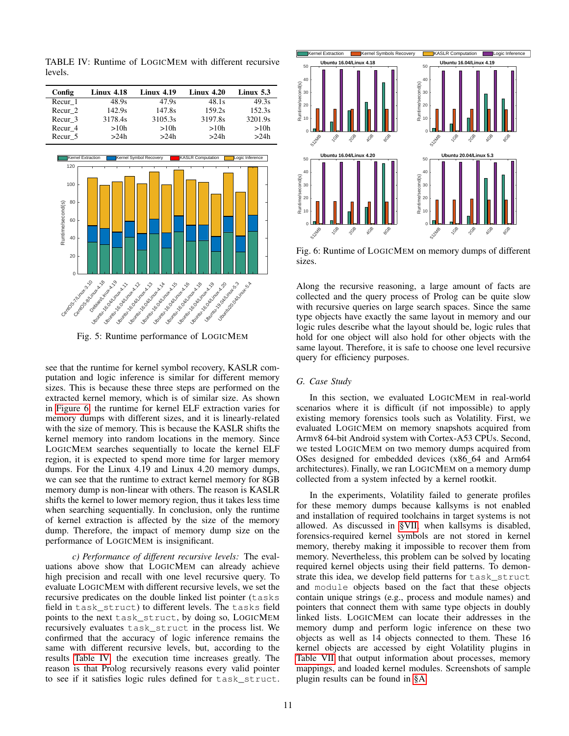TABLE IV: Runtime of LOGICMEM with different recursive levels.

| Config | Linux 4.18 | Linux 4.19 | Linux 4.20 | Linux 5.3 |
|---|---|---|---|---|
| Recur_1 | 48.9s | 47.9s | 48.1s | 49.3s |
| Recur_2 | 142.9s | 147.8s | 159.2s | 152.3s |
| Recur_3 | 3178.4s | 3105.3s | 3197.8s | 3201.9s |
| Recur_4 | >10h | >10h | >10h | >10h |
| Recur_5 | >24h | >24h | >24h | >24h |

Fig. 5: Runtime performance of LOGICMEM

Fig. 6: Runtime of LOGICMEM on memory dumps of different sizes.

see that the runtime for kernel symbol recovery, KASLR computation and logic inference is similar for different memory sizes. This is because these three steps are performed on the extracted kernel memory, which is of similar size. As shown in Figure 6, the runtime for kernel ELF extraction varies for memory dumps with different sizes, and it is linearly-related with the size of memory. This is because the KASLR shifts the kernel memory into random locations in the memory. Since LOGICMEM searches sequentially to locate the kernel ELF region, it is expected to spend more time for larger memory dumps. For the Linux 4.19 and Linux 4.20 memory dumps, we can see that the runtime to extract kernel memory for 8GB memory dump is non-linear with others. The reason is KASLR shifts the kernel to lower memory region, thus it takes less time when searching sequentially. In conclusion, only the runtime of kernel extraction is affected by the size of the memory dump. Therefore, the impact of memory dump size on the performance of LOGICMEM is insignificant.

*c) Performance of different recursive levels:* The evaluations above show that LOGICMEM can already achieve high precision and recall with one level recursive query. To evaluate LOGICMEM with different recursive levels, we set the recursive predicates on the double linked list pointer (`tasks` field in `task_struct`) to different levels. The `tasks` field points to the next `task_struct`, by doing so, LOGICMEM recursively evaluates `task_struct` in the process list. We confirmed that the accuracy of logic inference remains the same with different recursive levels, but, according to the results Table IV, the execution time increases greatly. The reason is that Prolog recursively reasons every valid pointer to see if it satisfies logic rules defined for `task_struct`. Along the recursive reasoning, a large amount of facts are collected and the query process of Prolog can be quite slow with recursive queries on large search spaces. Since the same type objects have exactly the same layout in memory and our logic rules describe what the layout should be, logic rules that hold for one object will also hold for other objects with the same layout. Therefore, it is safe to choose one level recursive query for efficiency purposes.

### G. Case Study

In this section, we evaluated LOGICMEM in real-world scenarios where it is difficult (if not impossible) to apply existing memory forensics tools such as Volatility. First, we evaluated LOGICMEM on memory snapshots acquired from Armv8 64-bit Android system with Cortex-A53 CPUs. Second, we tested LOGICMEM on two memory dumps acquired from OSes designed for embedded devices (x86_64 and Arm64 architectures). Finally, we ran LOGICMEM on a memory dump collected from a system infected by a kernel rootkit.

In the experiments, Volatility failed to generate profiles for these memory dumps because kallsyms is not enabled and installation of required toolchains in target systems is not allowed. As discussed in §VII, when kallsyms is disabled, forensics-required kernel symbols are not stored in kernel memory, thereby making it impossible to recover them from memory. Nevertheless, this problem can be solved by locating required kernel objects using their field patterns. To demonstrate this idea, we develop field patterns for `task_struct` and `module` objects based on the fact that these objects contain unique strings (e.g., process and module names) and pointers that connect them with same type objects in doubly linked lists. LOGICMEM can locate their addresses in the memory dump and perform logic inference on these two objects as well as 14 objects connected to them. These 16 kernel objects are accessed by eight Volatility plugins in Table VII that output information about processes, memory mappings, and loaded kernel modules. Screenshots of sample plugin results can be found in §A.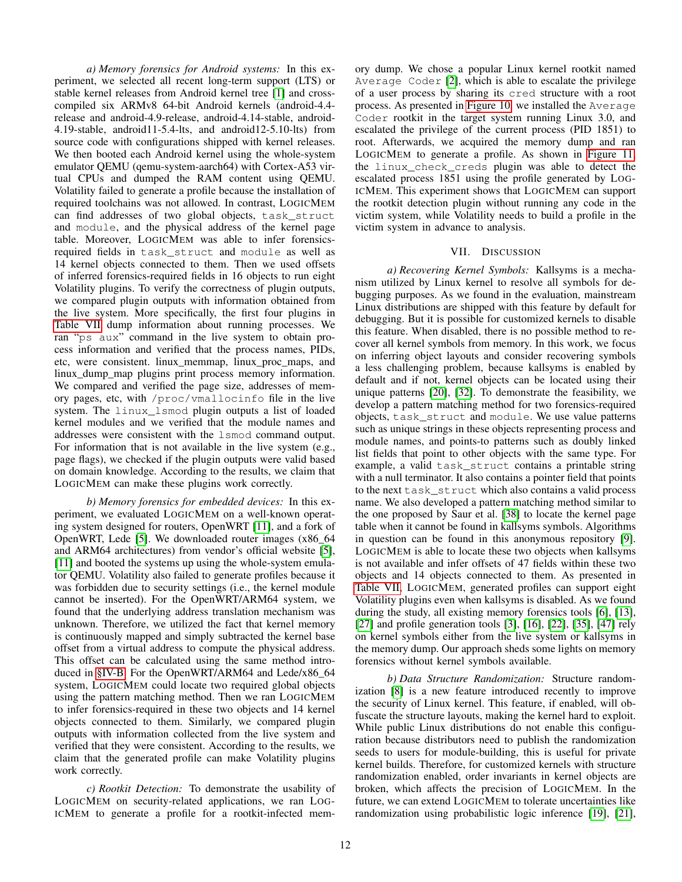*a) Memory forensics for Android systems:* In this experiment, we selected all recent long-term support (LTS) or stable kernel releases from Android kernel tree [1] and cross-compiled six ARMv8 64-bit Android kernels (android-4.4-release and android-4.9-release, android-4.14-stable, android-4.19-stable, android11-5.4-lts, and android12-5.10-lts) from source code with configurations shipped with kernel releases. We then booted each Android kernel using the whole-system emulator QEMU (qemu-system-aarch64) with Cortex-A53 virtual CPUs and dumped the RAM content using QEMU. Volatility failed to generate a profile because the installation of required toolchains was not allowed. In contrast, LOGICMEM can find addresses of two global objects, `task_struct` and `module`, and the physical address of the kernel page table. Moreover, LOGICMEM was able to infer forensics-required fields in `task_struct` and `module` as well as 14 kernel objects connected to them. Then we used offsets of inferred forensics-required fields in 16 objects to run eight Volatility plugins. To verify the correctness of plugin outputs, we compared plugin outputs with information obtained from the live system. More specifically, the first four plugins in Table VII dump information about running processes. We ran "`ps aux`" command in the live system to obtain process information and verified that the process names, PIDs, etc, were consistent. linux_memmap, linux_proc_maps, and linux_dump_map plugins print process memory information. We compared and verified the page size, addresses of memory pages, etc, with `/proc/vmallocinfo` file in the live system. The `linux_lsmod` plugin outputs a list of loaded kernel modules and we verified that the module names and addresses were consistent with the `lsmod` command output. For information that is not available in the live system (e.g., page flags), we checked if the plugin outputs were valid based on domain knowledge. According to the results, we claim that LOGICMEM can make these plugins work correctly.

*b) Memory forensics for embedded devices:* In this experiment, we evaluated LOGICMEM on a well-known operating system designed for routers, OpenWRT [11], and a fork of OpenWRT, Lede [5]. We downloaded router images (x86_64 and ARM64 architectures) from vendor's official website [5], [11] and booted the systems up using the whole-system emulator QEMU. Volatility also failed to generate profiles because it was forbidden due to security settings (i.e., the kernel module cannot be inserted). For the OpenWRT/ARM64 system, we found that the underlying address translation mechanism was unknown. Therefore, we utilized the fact that kernel memory is continuously mapped and simply subtracted the kernel base offset from a virtual address to compute the physical address. This offset can be calculated using the same method introduced in §IV-B. For the OpenWRT/ARM64 and Lede/x86_64 system, LOGICMEM could locate two required global objects using the pattern matching method. Then we ran LOGICMEM to infer forensics-required in these two objects and 14 kernel objects connected to them. Similarly, we compared plugin outputs with information collected from the live system and verified that they were consistent. According to the results, we claim that the generated profile can make Volatility plugins work correctly.

*c) Rootkit Detection:* To demonstrate the usability of LOGICMEM on security-related applications, we ran LOGICMEM to generate a profile for a rootkit-infected memory dump. We chose a popular Linux kernel rootkit named `Average Coder` [2], which is able to escalate the privilege of a user process by sharing its `cred` structure with a root process. As presented in Figure 10, we installed the `Average Coder` rootkit in the target system running Linux 3.0, and escalated the privilege of the current process (PID 1851) to root. Afterwards, we acquired the memory dump and ran LOGICMEM to generate a profile. As shown in Figure 11, the `linux_check_creds` plugin was able to detect the escalated process 1851 using the profile generated by LOGICMEM. This experiment shows that LOGICMEM can support the rootkit detection plugin without running any code in the victim system, while Volatility needs to build a profile in the victim system in advance to analysis.

## VII. DISCUSSION

*a) Recovering Kernel Symbols:* Kallsyms is a mechanism utilized by Linux kernel to resolve all symbols for debugging purposes. As we found in the evaluation, mainstream Linux distributions are shipped with this feature by default for debugging. But it is possible for customized kernels to disable this feature. When disabled, there is no possible method to recover all kernel symbols from memory. In this work, we focus on inferring object layouts and consider recovering symbols a less challenging problem, because kallsyms is enabled by default and if not, kernel objects can be located using their unique patterns [20], [32]. To demonstrate the feasibility, we develop a pattern matching method for two forensics-required objects, `task_struct` and `module`. We use value patterns such as unique strings in these objects representing process and module names, and points-to patterns such as doubly linked list fields that point to other objects with the same type. For example, a valid `task_struct` contains a printable string with a null terminator. It also contains a pointer field that points to the next `task_struct` which also contains a valid process name. We also developed a pattern matching method similar to the one proposed by Saur et al. [38] to locate the kernel page table when it cannot be found in kallsyms symbols. Algorithms in question can be found in this anonymous repository [9]. LOGICMEM is able to locate these two objects when kallsyms is not available and infer offsets of 47 fields within these two objects and 14 objects connected to them. As presented in Table VII, LOGICMEM, generated profiles can support eight Volatility plugins even when kallsyms is disabled. As we found during the study, all existing memory forensics tools [6], [13], [27] and profile generation tools [3], [16], [22], [35], [47] rely on kernel symbols either from the live system or kallsyms in the memory dump. Our approach sheds some lights on memory forensics without kernel symbols available.

*b) Data Structure Randomization:* Structure randomization [8] is a new feature introduced recently to improve the security of Linux kernel. This feature, if enabled, will obfuscate the structure layouts, making the kernel hard to exploit. While public Linux distributions do not enable this configuration because distributors need to publish the randomization seeds to users for module-building, this is useful for private kernel builds. Therefore, for customized kernels with structure randomization enabled, order invariants in kernel objects are broken, which affects the precision of LOGICMEM. In the future, we can extend LOGICMEM to tolerate uncertainties like randomization using probabilistic logic inference [19], [21],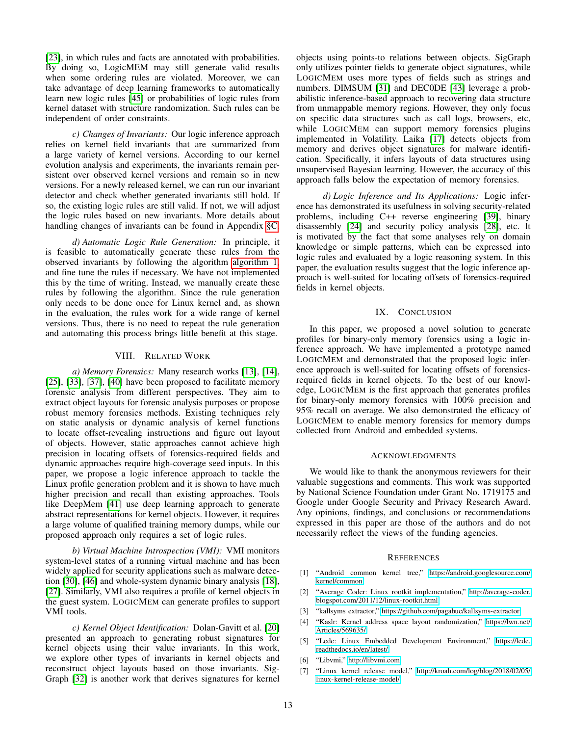[23], in which rules and facts are annotated with probabilities. By doing so, LogicMEM may still generate valid results when some ordering rules are violated. Moreover, we can take advantage of deep learning frameworks to automatically learn new logic rules [45] or probabilities of logic rules from kernel dataset with structure randomization. Such rules can be independent of order constraints.

*c) Changes of Invariants:* Our logic inference approach relies on kernel field invariants that are summarized from a large variety of kernel versions. According to our kernel evolution analysis and experiments, the invariants remain persistent over observed kernel versions and remain so in new versions. For a newly released kernel, we can run our invariant detector and check whether generated invariants still hold. If so, the existing logic rules are still valid. If not, we will adjust the logic rules based on new invariants. More details about handling changes of invariants can be found in Appendix §C.

*d) Automatic Logic Rule Generation:* In principle, it is feasible to automatically generate these rules from the observed invariants by following the algorithm algorithm 1, and fine tune the rules if necessary. We have not implemented this by the time of writing. Instead, we manually create these rules by following the algorithm. Since the rule generation only needs to be done once for Linux kernel and, as shown in the evaluation, the rules work for a wide range of kernel versions. Thus, there is no need to repeat the rule generation and automating this process brings little benefit at this stage.

## VIII. Related Work

*a) Memory Forensics:* Many research works [13], [14], [25], [33], [37], [40] have been proposed to facilitate memory forensic analysis from different perspectives. They aim to extract object layouts for forensic analysis purposes or propose robust memory forensics methods. Existing techniques rely on static analysis or dynamic analysis of kernel functions to locate offset-revealing instructions and figure out layout of objects. However, static approaches cannot achieve high precision in locating offsets of forensics-required fields and dynamic approaches require high-coverage seed inputs. In this paper, we propose a logic inference approach to tackle the Linux profile generation problem and it is shown to have much higher precision and recall than existing approaches. Tools like DeepMem [41] use deep learning approach to generate abstract representations for kernel objects. However, it requires a large volume of qualified training memory dumps, while our proposed approach only requires a set of logic rules.

*b) Virtual Machine Introspection (VMI):* VMI monitors system-level states of a running virtual machine and has been widely applied for security applications such as malware detection [30], [46] and whole-system dynamic binary analysis [18], [27]. Similarly, VMI also requires a profile of kernel objects in the guest system. LogicMem can generate profiles to support VMI tools.

*c) Kernel Object Identification:* Dolan-Gavitt et al. [20] presented an approach to generating robust signatures for kernel objects using their value invariants. In this work, we explore other types of invariants in kernel objects and reconstruct object layouts based on those invariants. SigGraph [32] is another work that derives signatures for kernel objects using points-to relations between objects. SigGraph only utilizes pointer fields to generate object signatures, while LogicMem uses more types of fields such as strings and numbers. DIMSUM [31] and DEC0DE [43] leverage a probabilistic inference-based approach to recovering data structure from unmappable memory regions. However, they only focus on specific data structures such as call logs, browsers, etc, while LogicMem can support memory forensics plugins implemented in Volatility. Laika [17] detects objects from memory and derives object signatures for malware identification. Specifically, it infers layouts of data structures using unsupervised Bayesian learning. However, the accuracy of this approach falls below the expectation of memory forensics.

*d) Logic Inference and Its Applications:* Logic inference has demonstrated its usefulness in solving security-related problems, including C++ reverse engineering [39], binary disassembly [24] and security policy analysis [28], etc. It is motivated by the fact that some analyses rely on domain knowledge or simple patterns, which can be expressed into logic rules and evaluated by a logic reasoning system. In this paper, the evaluation results suggest that the logic inference approach is well-suited for locating offsets of forensics-required fields in kernel objects.

## IX. Conclusion

In this paper, we proposed a novel solution to generate profiles for binary-only memory forensics using a logic inference approach. We have implemented a prototype named LogicMem and demonstrated that the proposed logic inference approach is well-suited for locating offsets of forensics-required fields in kernel objects. To the best of our knowledge, LogicMem is the first approach that generates profiles for binary-only memory forensics with 100% precision and 95% recall on average. We also demonstrated the efficacy of LogicMem to enable memory forensics for memory dumps collected from Android and embedded systems.

## Acknowledgments

We would like to thank the anonymous reviewers for their valuable suggestions and comments. This work was supported by National Science Foundation under Grant No. 1719175 and Google under Google Security and Privacy Research Award. Any opinions, findings, and conclusions or recommendations expressed in this paper are those of the authors and do not necessarily reflect the views of the funding agencies.

## References

[1] "Android common kernel tree," https://android.googlesource.com/kernel/common.

[2] "Average Coder: Linux rootkit implementation," http://average-coder.blogspot.com/2011/12/linux-rootkit.html.

[3] "kallsyms extractor," https://github.com/pagabuc/kallsyms-extractor.

[4] "Kaslr: Kernel address space layout randomization," https://lwn.net/Articles/569635/.

[5] "Lede: Linux Embedded Development Environment," https://lede.readthedocs.io/en/latest/.

[6] "Libvmi," http://libvmi.com.

[7] "Linux kernel release model," http://kroah.com/log/blog/2018/02/05/linux-kernel-release-model/.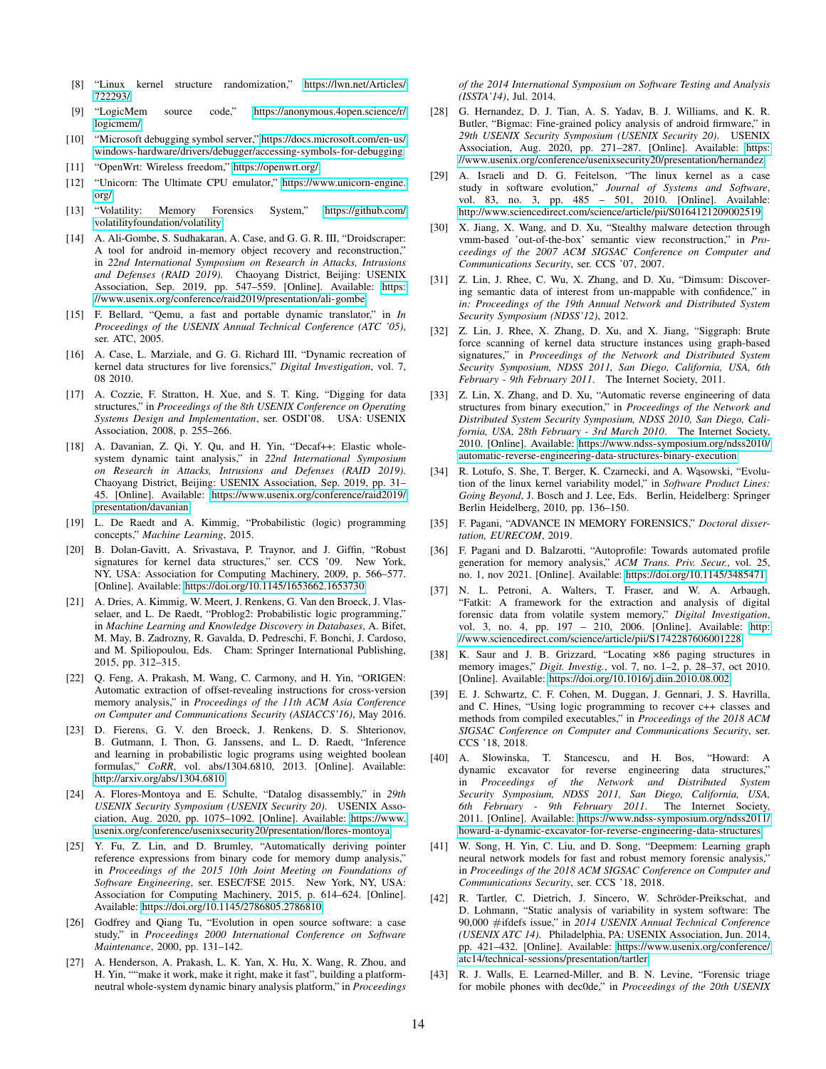[8] "Linux kernel structure randomization," https://lwn.net/Articles/722293/

[9] "LogicMem source code," https://anonymous.4open.science/r/logicmem/

[10] "Microsoft debugging symbol server," https://docs.microsoft.com/en-us/windows-hardware/drivers/debugger/accessing-symbols-for-debugging

[11] "OpenWrt: Wireless freedom," https://openwrt.org/

[12] "Unicorn: The Ultimate CPU emulator," https://www.unicorn-engine.org/

[13] "Volatility: Memory Forensics System," https://github.com/volatilityfoundation/volatility

[14] A. Ali-Gombe, S. Sudhakaran, A. Case, and G. G. R. III, "Droidscraper: A tool for android in-memory object recovery and reconstruction," in *22nd International Symposium on Research in Attacks, Intrusions and Defenses (RAID 2019)*. Chaoyang District, Beijing: USENIX Association, Sep. 2019, pp. 547–559. [Online]. Available: https://www.usenix.org/conference/raid2019/presentation/ali-gombe

[15] F. Bellard, "Qemu, a fast and portable dynamic translator," in *In Proceedings of the USENIX Annual Technical Conference (ATC '05)*, ser. ATC, 2005.

[16] A. Case, L. Marziale, and G. G. Richard III, "Dynamic recreation of kernel data structures for live forensics," *Digital Investigation*, vol. 7, 08 2010.

[17] A. Cozzie, F. Stratton, H. Xue, and S. T. King, "Digging for data structures," in *Proceedings of the 8th USENIX Conference on Operating Systems Design and Implementation*, ser. OSDI'08. USA: USENIX Association, 2008, p. 255–266.

[18] A. Davanian, Z. Qi, Y. Qu, and H. Yin, "Decaf++: Elastic whole-system dynamic taint analysis," in *22nd International Symposium on Research in Attacks, Intrusions and Defenses (RAID 2019)*. Chaoyang District, Beijing: USENIX Association, Sep. 2019, pp. 31–45. [Online]. Available: https://www.usenix.org/conference/raid2019/presentation/davanian

[19] L. De Raedt and A. Kimmig, "Probabilistic (logic) programming concepts," *Machine Learning*, 2015.

[20] B. Dolan-Gavitt, A. Srivastava, P. Traynor, and J. Giffin, "Robust signatures for kernel data structures," ser. CCS '09. New York, NY, USA: Association for Computing Machinery, 2009, p. 566–577. [Online]. Available: https://doi.org/10.1145/1653662.1653730

[21] A. Dries, A. Kimmig, W. Meert, J. Renkens, G. Van den Broeck, J. Vlasselaer, and L. De Raedt, "Problog2: Probabilistic logic programming," in *Machine Learning and Knowledge Discovery in Databases*, A. Bifet, M. May, B. Zadrozny, R. Gavalda, D. Pedreschi, F. Bonchi, J. Cardoso, and M. Spiliopoulou, Eds. Cham: Springer International Publishing, 2015, pp. 312–315.

[22] Q. Feng, A. Prakash, M. Wang, C. Carmony, and H. Yin, "ORIGEN: Automatic extraction of offset-revealing instructions for cross-version memory analysis," in *Proceedings of the 11th ACM Asia Conference on Computer and Communications Security (ASIACCS'16)*, May 2016.

[23] D. Fierens, G. V. den Broeck, J. Renkens, D. S. Shterionov, B. Gutmann, I. Thon, G. Janssens, and L. D. Raedt, "Inference and learning in probabilistic logic programs using weighted boolean formulas," *CoRR*, vol. abs/1304.6810, 2013. [Online]. Available: http://arxiv.org/abs/1304.6810

[24] A. Flores-Montoya and E. Schulte, "Datalog disassembly," in *29th USENIX Security Symposium (USENIX Security 20)*. USENIX Association, Aug. 2020, pp. 1075–1092. [Online]. Available: https://www.usenix.org/conference/usenixsecurity20/presentation/flores-montoya

[25] Y. Fu, Z. Lin, and D. Brumley, "Automatically deriving pointer reference expressions from binary code for memory dump analysis," in *Proceedings of the 2015 10th Joint Meeting on Foundations of Software Engineering*, ser. ESEC/FSE 2015. New York, NY, USA: Association for Computing Machinery, 2015, p. 614–624. [Online]. Available: https://doi.org/10.1145/2786805.2786810

[26] Godfrey and Qiang Tu, "Evolution in open source software: a case study," in *Proceedings 2000 International Conference on Software Maintenance*, 2000, pp. 131–142.

[27] A. Henderson, A. Prakash, L. K. Yan, X. Hu, X. Wang, R. Zhou, and H. Yin, ""make it work, make it right, make it fast", building a platform-neutral whole-system dynamic binary analysis platform," in *Proceedings of the 2014 International Symposium on Software Testing and Analysis (ISSTA'14)*, Jul. 2014.

[28] G. Hernandez, D. J. Tian, A. S. Yadav, B. J. Williams, and K. R. Butler, "Bigmac: Fine-grained policy analysis of android firmware," in *29th USENIX Security Symposium (USENIX Security 20)*. USENIX Association, Aug. 2020, pp. 271–287. [Online]. Available: https://www.usenix.org/conference/usenixsecurity20/presentation/hernandez

[29] A. Israeli and D. G. Feitelson, "The linux kernel as a case study in software evolution," *Journal of Systems and Software*, vol. 83, no. 3, pp. 485 – 501, 2010. [Online]. Available: http://www.sciencedirect.com/science/article/pii/S0164121209002519

[30] X. Jiang, X. Wang, and D. Xu, "Stealthy malware detection through vmm-based 'out-of-the-box' semantic view reconstruction," in *Proceedings of the 2007 ACM SIGSAC Conference on Computer and Communications Security*, ser. CCS '07, 2007.

[31] Z. Lin, J. Rhee, C. Wu, X. Zhang, and D. Xu, "Dimsum: Discovering semantic data of interest from un-mappable with confidence," in *in: Proceedings of the 19th Annual Network and Distributed System Security Symposium (NDSS'12)*, 2012.

[32] Z. Lin, J. Rhee, X. Zhang, D. Xu, and X. Jiang, "Siggraph: Brute force scanning of kernel data structure instances using graph-based signatures," in *Proceedings of the Network and Distributed System Security Symposium, NDSS 2011, San Diego, California, USA, 6th February - 9th February 2011*. The Internet Society, 2011.

[33] Z. Lin, X. Zhang, and D. Xu, "Automatic reverse engineering of data structures from binary execution," in *Proceedings of the Network and Distributed System Security Symposium, NDSS 2010, San Diego, California, USA, 28th February - 3rd March 2010*. The Internet Society, 2010. [Online]. Available: https://www.ndss-symposium.org/ndss2010/automatic-reverse-engineering-data-structures-binary-execution

[34] R. Lotufo, S. She, T. Berger, K. Czarnecki, and A. Wąsowski, "Evolution of the linux kernel variability model," in *Software Product Lines: Going Beyond*, J. Bosch and J. Lee, Eds. Berlin, Heidelberg: Springer Berlin Heidelberg, 2010, pp. 136–150.

[35] F. Pagani, "ADVANCE IN MEMORY FORENSICS," *Doctoral dissertation, EURECOM*, 2019.

[36] F. Pagani and D. Balzarotti, "Autoprofile: Towards automated profile generation for memory analysis," *ACM Trans. Priv. Secur.*, vol. 25, no. 1, nov 2021. [Online]. Available: https://doi.org/10.1145/3485471

[37] N. L. Petroni, A. Walters, T. Fraser, and W. A. Arbaugh, "Fatkit: A framework for the extraction and analysis of digital forensic data from volatile system memory," *Digital Investigation*, vol. 3, no. 4, pp. 197 – 210, 2006. [Online]. Available: http://www.sciencedirect.com/science/article/pii/S1742287606001228

[38] K. Saur and J. B. Grizzard, "Locating ×86 paging structures in memory images," *Digit. Investig.*, vol. 7, no. 1–2, p. 28–37, oct 2010. [Online]. Available: https://doi.org/10.1016/j.diin.2010.08.002

[39] E. J. Schwartz, C. F. Cohen, M. Duggan, J. Gennari, J. S. Havrilla, and C. Hines, "Using logic programming to recover c++ classes and methods from compiled executables," in *Proceedings of the 2018 ACM SIGSAC Conference on Computer and Communications Security*, ser. CCS '18, 2018.

[40] A. Slowinska, T. Stancescu, and H. Bos, "Howard: A dynamic excavator for reverse engineering data structures," in *Proceedings of the Network and Distributed System Security Symposium, NDSS 2011, San Diego, California, USA, 6th February - 9th February 2011*. The Internet Society, 2011. [Online]. Available: https://www.ndss-symposium.org/ndss2011/howard-a-dynamic-excavator-for-reverse-engineering-data-structures

[41] W. Song, H. Yin, C. Liu, and D. Song, "Deepmem: Learning graph neural network models for fast and robust memory forensic analysis," in *Proceedings of the 2018 ACM SIGSAC Conference on Computer and Communications Security*, ser. CCS '18, 2018.

[42] R. Tartler, C. Dietrich, J. Sincero, W. Schröder-Preikschat, and D. Lohmann, "Static analysis of variability in system software: The 90,000 #ifdefs issue," in *2014 USENIX Annual Technical Conference (USENIX ATC 14)*. Philadelphia, PA: USENIX Association, Jun. 2014, pp. 421–432. [Online]. Available: https://www.usenix.org/conference/atc14/technical-sessions/presentation/tartler

[43] R. J. Walls, E. Learned-Miller, and B. N. Levine, "Forensic triage for mobile phones with dec0de," in *Proceedings of the 20th USENIX*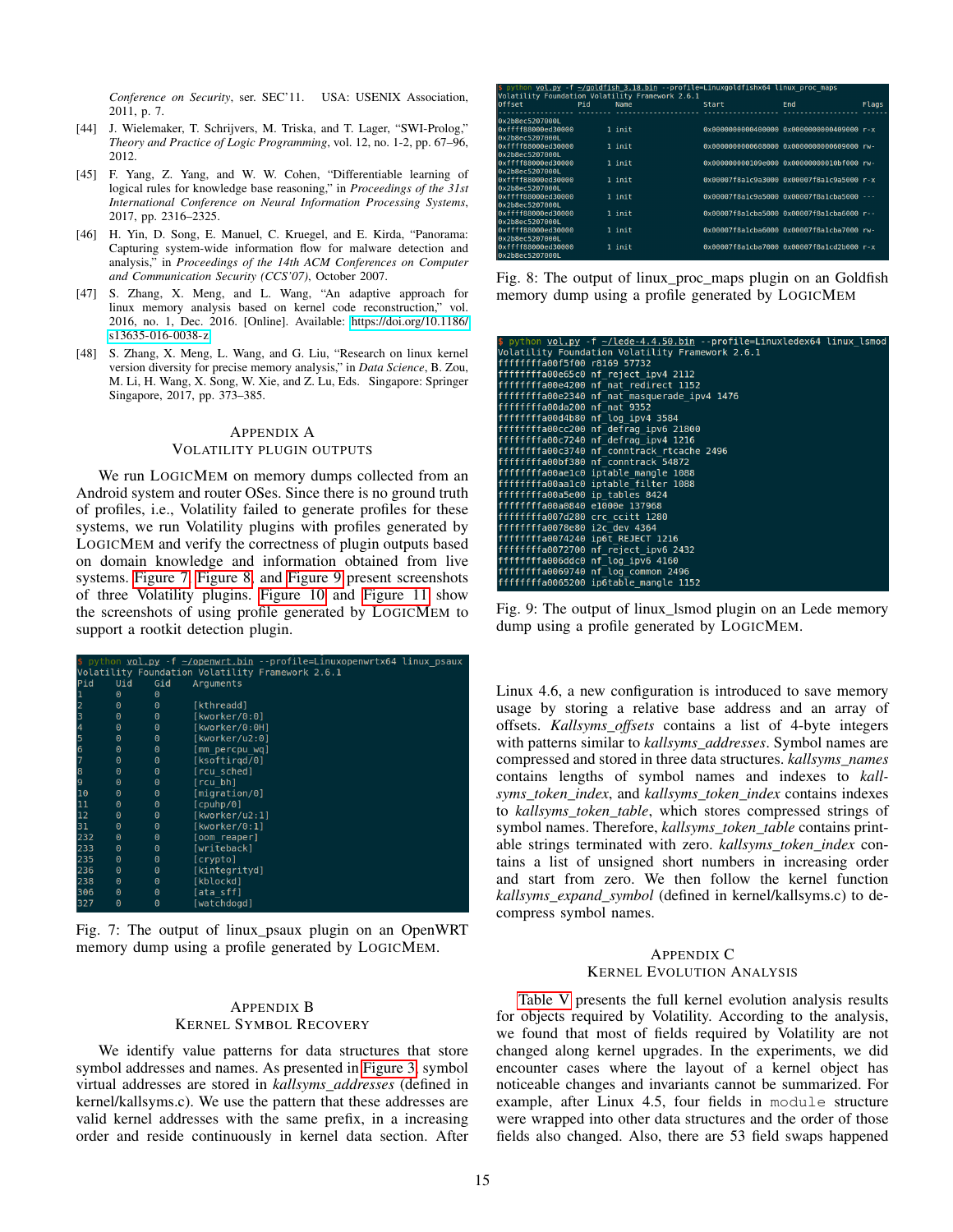Conference on Security*, ser. SEC'11. USA: USENIX Association, 2011, p. 7.

[44] J. Wielemaker, T. Schrijvers, M. Triska, and T. Lager, "SWI-Prolog," *Theory and Practice of Logic Programming*, vol. 12, no. 1-2, pp. 67–96, 2012.

[45] F. Yang, Z. Yang, and W. W. Cohen, "Differentiable learning of logical rules for knowledge base reasoning," in *Proceedings of the 31st International Conference on Neural Information Processing Systems*, 2017, pp. 2316–2325.

[46] H. Yin, D. Song, E. Manuel, C. Kruegel, and E. Kirda, "Panorama: Capturing system-wide information flow for malware detection and analysis," in *Proceedings of the 14th ACM Conferences on Computer and Communication Security (CCS'07)*, October 2007.

[47] S. Zhang, X. Meng, and L. Wang, "An adaptive approach for linux memory analysis based on kernel code reconstruction," vol. 2016, no. 1, Dec. 2016. [Online]. Available: https://doi.org/10.1186/s13635-016-0038-z

[48] S. Zhang, X. Meng, L. Wang, and G. Liu, "Research on linux kernel version diversity for precise memory analysis," in *Data Science*, B. Zou, M. Li, H. Wang, X. Song, W. Xie, and Z. Lu, Eds. Singapore: Springer Singapore, 2017, pp. 373–385.

## Appendix A
## Volatility Plugin Outputs

We run LogicMem on memory dumps collected from an Android system and router OSes. Since there is no ground truth of profiles, i.e., Volatility failed to generate profiles for these systems, we run Volatility plugins with profiles generated by LogicMem and verify the correctness of plugin outputs based on domain knowledge and information obtained from live systems. Figure 7, Figure 8, and Figure 9 present screenshots of three Volatility plugins. Figure 10 and Figure 11 show the screenshots of using profile generated by LogicMem to support a rootkit detection plugin.

```
$ python vol.py -f ~/openwrt.bin --profile=Linuxopenwrtx64 linux_psaux
Volatility Foundation Volatility Framework 2.6.1
Pid    Uid    Gid    Arguments
1      0      0
2      0      0      [kthreadd]
3      0      0      [kworker/0:0]
4      0      0      [kworker/0:0H]
5      0      0      [kworker/u2:0]
6      0      0      [mm_percpu_wq]
7      0      0      [ksoftirqd/0]
8      0      0      [rcu_sched]
9      0      0      [rcu_bh]
10     0      0      [migration/0]
11     0      0      [cpuhp/0]
12     0      0      [kworker/u2:1]
31     0      0      [kworker/0:1]
232    0      0      [oom_reaper]
233    0      0      [writeback]
235    0      0      [crypto]
236    0      0      [kintegrityd]
238    0      0      [kblockd]
306    0      0      [ata_sff]
327    0      0      [watchdogd]
```

Fig. 7: The output of linux_psaux plugin on an OpenWRT memory dump using a profile generated by LogicMem.

```
$ python vol.py -f ~/goldfish_3.18.bin --profile=Linuxgoldfishx64 linux_proc_maps
Volatility Foundation Volatility Framework 2.6.1
Offset              Pid    Name    Start               End                 Flags
0x2b8ec5207000L
0xffff88000ed30000  1      init    0x0000000000400000  0x0000000000409000  r-x
0x2b8ec5207000L
0xffff88000ed30000  1      init    0x0000000000608000  0x0000000000609000  rw-
0x2b8ec5207000L
0xffff88000ed30000  1      init    0x000000000109e000  0x00000000010bf000  rw-
0x2b8ec5207000L
0xffff88000ed30000  1      init    0x00007f8a1c9a3000  0x00007f8a1c9a5000  r-x
0x2b8ec5207000L
0xffff88000ed30000  1      init    0x00007f8a1c9a5000  0x00007f8a1cba5000  ---
0x2b8ec5207000L
0xffff88000ed30000  1      init    0x00007f8a1cba5000  0x00007f8a1cba6000  r--
0x2b8ec5207000L
0xffff88000ed30000  1      init    0x00007f8a1cba6000  0x00007f8a1cba7000  rw-
0x2b8ec5207000L
0xffff88000ed30000  1      init    0x00007f8a1cba7000  0x00007f8a1cd2b000  r-x
0x2b8ec5207000L
```

Fig. 8: The output of linux_proc_maps plugin on an Goldfish memory dump using a profile generated by LogicMem

```
$ python vol.py -f ~/lede-4.4.50.bin --profile=Linuxledex64 linux_lsmod
Volatility Foundation Volatility Framework 2.6.1
ffffffffa00f5f00 r8169 57732
ffffffffa00e65c0 nf_reject_ipv4 2112
ffffffffa00e4200 nf_nat_redirect 1152
ffffffffa00e2340 nf_nat_masquerade_ipv4 1476
ffffffffa00da200 nf_nat 9352
ffffffffa00d4b80 nf_log_ipv4 3584
ffffffffa00cc200 nf_defrag_ipv6 21800
ffffffffa00c7240 nf_defrag_ipv4 1216
ffffffffa00c3740 nf_conntrack_rtcache 2496
ffffffffa00bf380 nf_conntrack 54872
ffffffffa00ae1c0 iptable_mangle 1088
ffffffffa00aa1c0 iptable_filter 1088
ffffffffa00a5e00 ip_tables 8424
ffffffffa00a0840 e1000e 137968
ffffffffa007d280 crc_ccitt 1280
ffffffffa0078e80 i2c_dev 4364
ffffffffa0074240 ip6t_REJECT 1216
ffffffffa0072700 nf_reject_ipv6 2432
ffffffffa006ddc0 nf_log_ipv6 4160
ffffffffa0069740 nf_log_common 2496
ffffffffa0065200 ip6table_mangle 1152
```

Fig. 9: The output of linux_lsmod plugin on an Lede memory dump using a profile generated by LogicMem.

## Appendix B
## Kernel Symbol Recovery

We identify value patterns for data structures that store symbol addresses and names. As presented in Figure 3, symbol virtual addresses are stored in *kallsyms_addresses* (defined in kernel/kallsyms.c). We use the pattern that these addresses are valid kernel addresses with the same prefix, in a increasing order and reside continuously in kernel data section. After Linux 4.6, a new configuration is introduced to save memory usage by storing a relative base address and an array of offsets. *Kallsyms_offsets* contains a list of 4-byte integers with patterns similar to *kallsyms_addresses*. Symbol names are compressed and stored in three data structures. *kallsyms_names* contains lengths of symbol names and indexes to *kallsyms_token_index*, and *kallsyms_token_index* contains indexes to *kallsyms_token_table*, which stores compressed strings of symbol names. Therefore, *kallsyms_token_table* contains printable strings terminated with zero. *kallsyms_token_index* contains a list of unsigned short numbers in increasing order and start from zero. We then follow the kernel function *kallsyms_expand_symbol* (defined in kernel/kallsyms.c) to decompress symbol names.

## Appendix C
## Kernel Evolution Analysis

Table V presents the full kernel evolution analysis results for objects required by Volatility. According to the analysis, we found that most of fields required by Volatility are not changed along kernel upgrades. In the experiments, we did encounter cases where the layout of a kernel object has noticeable changes and invariants cannot be summarized. For example, after Linux 4.5, four fields in `module` structure were wrapped into other data structures and the order of those fields also changed. Also, there are 53 field swaps happened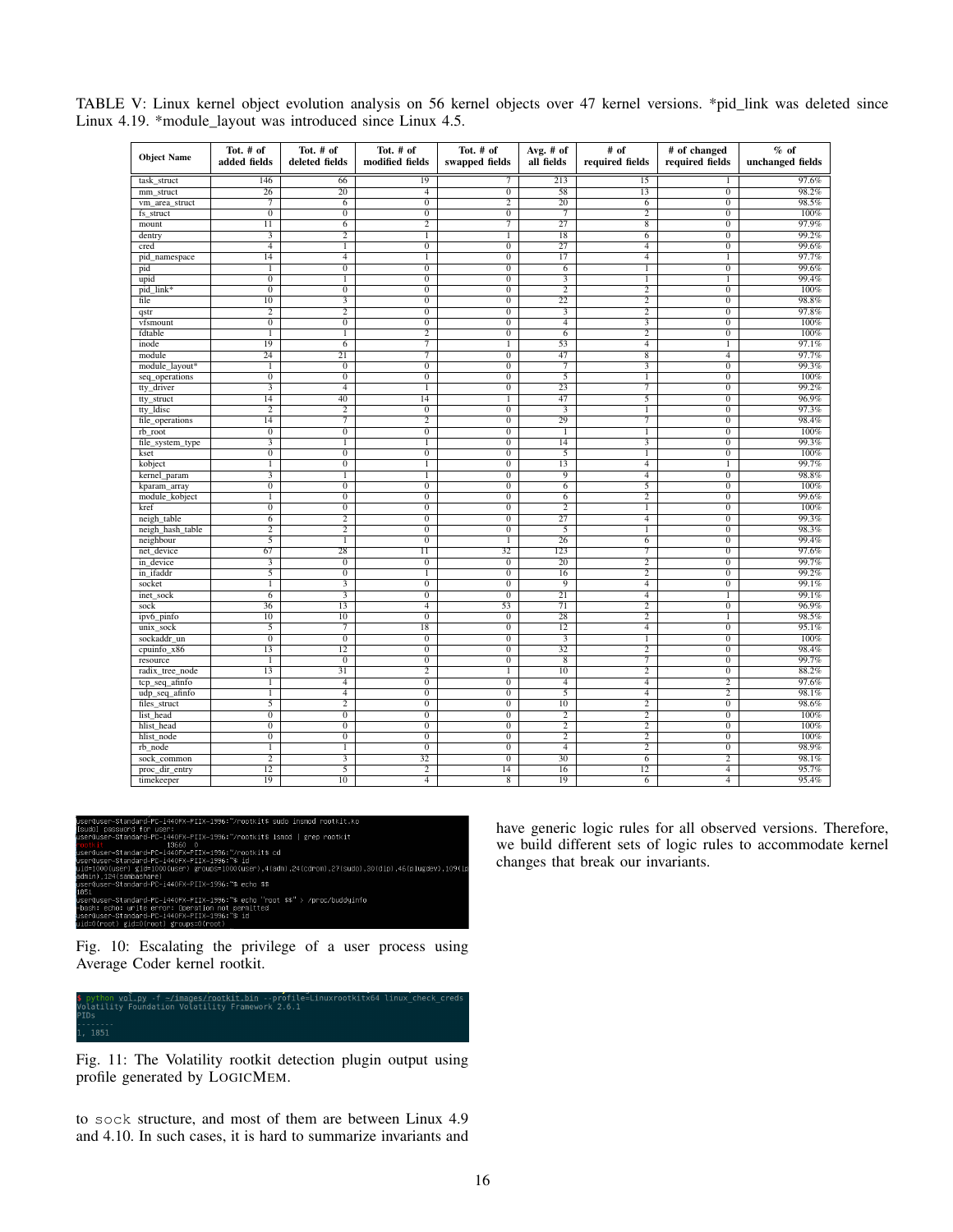TABLE V: Linux kernel object evolution analysis on 56 kernel objects over 47 kernel versions. *pid_link was deleted since Linux 4.19. *module_layout was introduced since Linux 4.5.

| Object Name | Tot. # of added fields | Tot. # of deleted fields | Tot. # of modified fields | Tot. # of swapped fields | Avg. # of all fields | # of required fields | # of changed required fields | % of unchanged fields |
|---|---|---|---|---|---|---|---|---|
| task_struct | 146 | 66 | 19 | 7 | 213 | 15 | 1 | 97.6% |
| mm_struct | 26 | 20 | 4 | 0 | 58 | 13 | 0 | 98.2% |
| vm_area_struct | 7 | 6 | 0 | 2 | 20 | 6 | 0 | 98.5% |
| fs_struct | 0 | 0 | 0 | 0 | 7 | 2 | 0 | 100% |
| mount | 11 | 6 | 2 | 7 | 27 | 8 | 0 | 97.9% |
| dentry | 3 | 2 | 1 | 1 | 18 | 6 | 0 | 99.2% |
| cred | 4 | 1 | 0 | 0 | 27 | 4 | 0 | 99.6% |
| pid_namespace | 14 | 4 | 1 | 0 | 17 | 4 | 1 | 97.7% |
| pid | 1 | 0 | 0 | 0 | 6 | 1 | 0 | 99.6% |
| upid | 0 | 1 | 0 | 0 | 3 | 1 | 1 | 99.4% |
| pid_link* | 0 | 0 | 0 | 0 | 2 | 2 | 0 | 100% |
| file | 10 | 3 | 0 | 0 | 22 | 2 | 0 | 98.8% |
| qstr | 2 | 2 | 0 | 0 | 3 | 2 | 0 | 97.8% |
| vfsmount | 0 | 0 | 0 | 0 | 4 | 3 | 0 | 100% |
| fdtable | 1 | 1 | 2 | 0 | 6 | 2 | 0 | 100% |
| inode | 19 | 6 | 7 | 1 | 53 | 4 | 1 | 97.1% |
| module | 24 | 21 | 7 | 0 | 47 | 8 | 4 | 97.7% |
| module_layout* | 1 | 0 | 0 | 0 | 7 | 3 | 0 | 99.3% |
| seq_operations | 0 | 0 | 0 | 0 | 5 | 1 | 0 | 100% |
| tty_driver | 3 | 4 | 1 | 0 | 23 | 7 | 0 | 99.2% |
| tty_struct | 14 | 40 | 14 | 1 | 47 | 5 | 0 | 96.9% |
| tty_ldisc | 2 | 2 | 0 | 0 | 3 | 1 | 0 | 97.3% |
| file_operations | 14 | 7 | 2 | 0 | 29 | 7 | 0 | 98.4% |
| rb_root | 0 | 0 | 0 | 0 | 1 | 1 | 0 | 100% |
| file_system_type | 3 | 1 | 1 | 0 | 14 | 3 | 0 | 99.3% |
| kset | 0 | 0 | 0 | 0 | 5 | 1 | 0 | 100% |
| kobject | 1 | 0 | 1 | 0 | 13 | 4 | 1 | 99.7% |
| kernel_param | 3 | 1 | 1 | 0 | 9 | 4 | 0 | 98.8% |
| kparam_array | 0 | 0 | 0 | 0 | 6 | 5 | 0 | 100% |
| module_kobject | 1 | 0 | 0 | 0 | 6 | 2 | 0 | 99.6% |
| kref | 0 | 0 | 0 | 0 | 2 | 1 | 0 | 100% |
| neigh_table | 6 | 2 | 0 | 0 | 27 | 4 | 0 | 99.3% |
| neigh_hash_table | 2 | 2 | 0 | 0 | 5 | 1 | 0 | 98.3% |
| neighbour | 5 | 1 | 0 | 1 | 26 | 6 | 0 | 99.4% |
| net_device | 67 | 28 | 11 | 32 | 123 | 7 | 0 | 97.6% |
| in_device | 3 | 0 | 0 | 0 | 20 | 2 | 0 | 99.7% |
| in_ifaddr | 5 | 0 | 1 | 0 | 16 | 2 | 0 | 99.2% |
| socket | 1 | 3 | 0 | 0 | 9 | 4 | 0 | 99.1% |
| inet_sock | 6 | 3 | 0 | 0 | 21 | 4 | 1 | 99.1% |
| sock | 36 | 13 | 4 | 53 | 71 | 2 | 0 | 96.9% |
| ipv6_pinfo | 10 | 10 | 0 | 0 | 28 | 2 | 1 | 98.5% |
| unix_sock | 5 | 7 | 18 | 0 | 12 | 4 | 0 | 95.1% |
| sockaddr_un | 0 | 0 | 0 | 0 | 3 | 1 | 0 | 100% |
| cpuinfo_x86 | 13 | 12 | 0 | 0 | 32 | 2 | 0 | 98.4% |
| resource | 1 | 0 | 0 | 0 | 8 | 7 | 0 | 99.7% |
| radix_tree_node | 13 | 31 | 2 | 1 | 10 | 2 | 0 | 88.2% |
| tcp_seq_afinfo | 1 | 4 | 0 | 0 | 4 | 4 | 2 | 97.6% |
| udp_seq_afinfo | 1 | 4 | 0 | 0 | 5 | 4 | 2 | 98.1% |
| files_struct | 5 | 2 | 0 | 0 | 10 | 2 | 0 | 98.6% |
| list_head | 0 | 0 | 0 | 0 | 2 | 2 | 0 | 100% |
| hlist_head | 0 | 0 | 0 | 0 | 2 | 2 | 0 | 100% |
| hlist_node | 0 | 0 | 0 | 0 | 2 | 2 | 0 | 100% |
| rb_node | 1 | 1 | 0 | 0 | 4 | 2 | 0 | 98.9% |
| sock_common | 2 | 3 | 32 | 0 | 30 | 6 | 2 | 98.1% |
| proc_dir_entry | 12 | 5 | 2 | 14 | 16 | 12 | 4 | 95.7% |
| timekeeper | 19 | 10 | 4 | 8 | 19 | 6 | 4 | 95.4% |

```
user@user-Standard-PC-i440FX-PIIX-1996:~/rootkit$ sudo insmod rootkit.ko
[sudo] password for user:
user@user-Standard-PC-i440FX-PIIX-1996:~/rootkit$ lsmod | grep rootkit
rootkit               13660  0
user@user-Standard-PC-i440FX-PIIX-1996:~/rootkit$ cd
user@user-Standard-PC-i440FX-PIIX-1996:~$ id
uid=1000(user) gid=1000(user) groups=1000(user),4(adm),24(cdrom),27(sudo),30(dip),46(plugdev),109(lp
admin),124(sambashare)
user@user-Standard-PC-i440FX-PIIX-1996:~$ echo $$
1851
user@user-Standard-PC-i440FX-PIIX-1996:~$ echo "root $$" > /proc/buddyinfo
-bash: echo: write error: Operation not permitted
user@user-Standard-PC-i440FX-PIIX-1996:~$ id
uid=0(root) gid=0(root) groups=0(root)
```

Fig. 10: Escalating the privilege of a user process using Average Coder kernel rootkit.

```
$ python vol.py -f ~/images/rootkit.bin --profile=Linuxrootkitx64 linux_check_creds
Volatility Foundation Volatility Framework 2.6.1
PIDs
--------
1, 1851
```

Fig. 11: The Volatility rootkit detection plugin output using profile generated by LogicMem.

to sock structure, and most of them are between Linux 4.9 and 4.10. In such cases, it is hard to summarize invariants and have generic logic rules for all observed versions. Therefore, we build different sets of logic rules to accommodate kernel changes that break our invariants.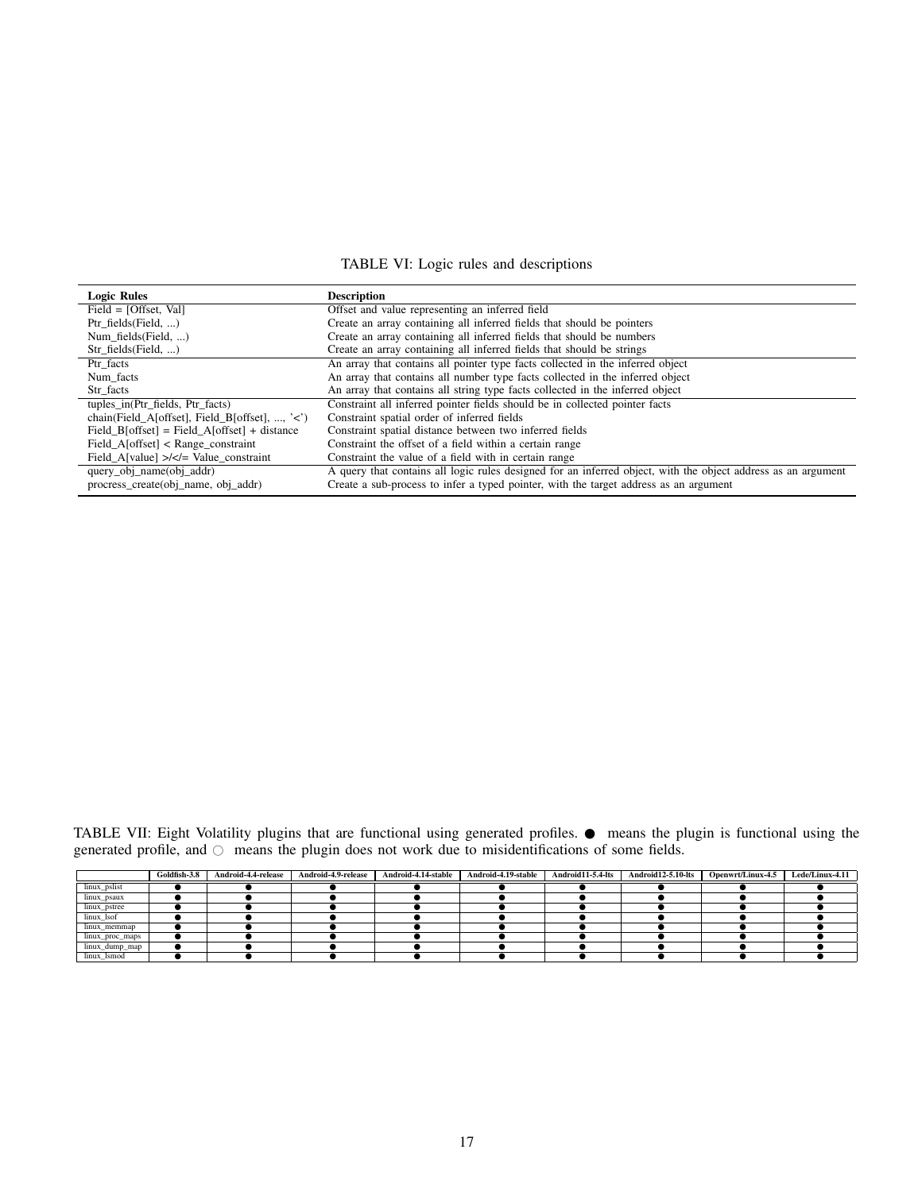TABLE VI: Logic rules and descriptions

| Logic Rules | Description |
|---|---|
| Field = [Offset, Val] | Offset and value representing an inferred field |
| Ptr_fields(Field, ...) | Create an array containing all inferred fields that should be pointers |
| Num_fields(Field, ...) | Create an array containing all inferred fields that should be numbers |
| Str_fields(Field, ...) | Create an array containing all inferred fields that should be strings |
| Ptr_facts | An array that contains all pointer type facts collected in the inferred object |
| Num_facts | An array that contains all number type facts collected in the inferred object |
| Str_facts | An array that contains all string type facts collected in the inferred object |
| tuples_in(Ptr_fields, Ptr_facts) | Constraint all inferred pointer fields should be in collected pointer facts |
| chain(Field_A[offset], Field_B[offset], ..., '<') | Constraint spatial order of inferred fields |
| Field_B[offset] = Field_A[offset] + distance | Constraint spatial distance between two inferred fields |
| Field_A[offset] < Range_constraint | Constraint the offset of a field within a certain range |
| Field_A[value] >/</= Value_constraint | Constraint the value of a field with in certain range |
| query_obj_name(obj_addr) | A query that contains all logic rules designed for an inferred object, with the object address as an argument |
| procress_create(obj_name, obj_addr) | Create a sub-process to infer a typed pointer, with the target address as an argument |

TABLE VII: Eight Volatility plugins that are functional using generated profiles. ● means the plugin is functional using the generated profile, and ○ means the plugin does not work due to misidentifications of some fields.

| | Goldfish-3.8 | Android-4.4-release | Android-4.9-release | Android-4.14-stable | Android-4.19-stable | Android11-5.4-lts | Android12-5.10-lts | Openwrt/Linux-4.5 | Lede/Linux-4.11 |
|---|---|---|---|---|---|---|---|---|---|
| linux_pslist | ● | ● | ● | ● | ● | ● | ● | ● | ● |
| linux_psaux | ● | ● | ● | ● | ● | ● | ● | ● | ● |
| linux_pstree | ● | ● | ● | ● | ● | ● | ● | ● | ● |
| linux_lsof | ● | ● | ● | ● | ● | ● | ● | ● | ● |
| linux_memmap | ● | ● | ● | ● | ● | ● | ● | ● | ● |
| linux_proc_maps | ● | ● | ● | ● | ● | ● | ● | ● | ● |
| linux_dump_map | ● | ● | ● | ● | ● | ● | ● | ● | ● |
| linux_lsmod | ● | ● | ● | ● | ● | ● | ● | ● | ● |